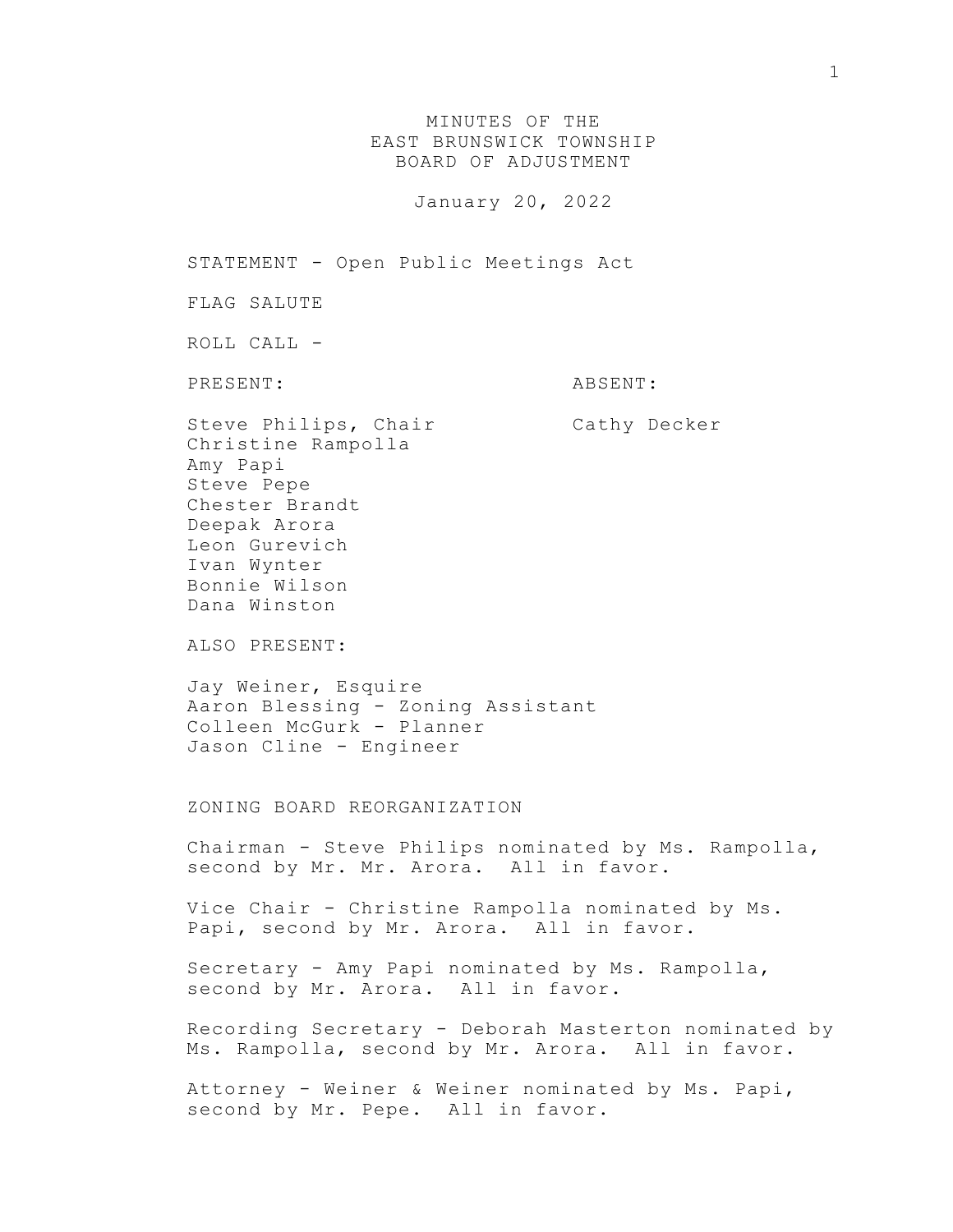# MINUTES OF THE EAST BRUNSWICK TOWNSHIP BOARD OF ADJUSTMENT

January 20, 2022

STATEMENT - Open Public Meetings Act

FLAG SALUTE

ROLL CALL -

| PRESENT: | ABSENT: |
|---|---|
| Steve Philips, Chair | Cathy Decker |
| Christine Rampolla | |
| Amy Papi | |
| Steve Pepe | |
| Chester Brandt | |
| Deepak Arora | |
| Leon Gurevich | |
| Ivan Wynter | |
| Bonnie Wilson | |
| Dana Winston | |

ALSO PRESENT:

Jay Weiner, Esquire
Aaron Blessing - Zoning Assistant
Colleen McGurk - Planner
Jason Cline - Engineer

ZONING BOARD REORGANIZATION

Chairman - Steve Philips nominated by Ms. Rampolla, second by Mr. Mr. Arora. All in favor.

Vice Chair - Christine Rampolla nominated by Ms. Papi, second by Mr. Arora. All in favor.

Secretary - Amy Papi nominated by Ms. Rampolla, second by Mr. Arora. All in favor.

Recording Secretary - Deborah Masterton nominated by Ms. Rampolla, second by Mr. Arora. All in favor.

Attorney - Weiner & Weiner nominated by Ms. Papi, second by Mr. Pepe. All in favor.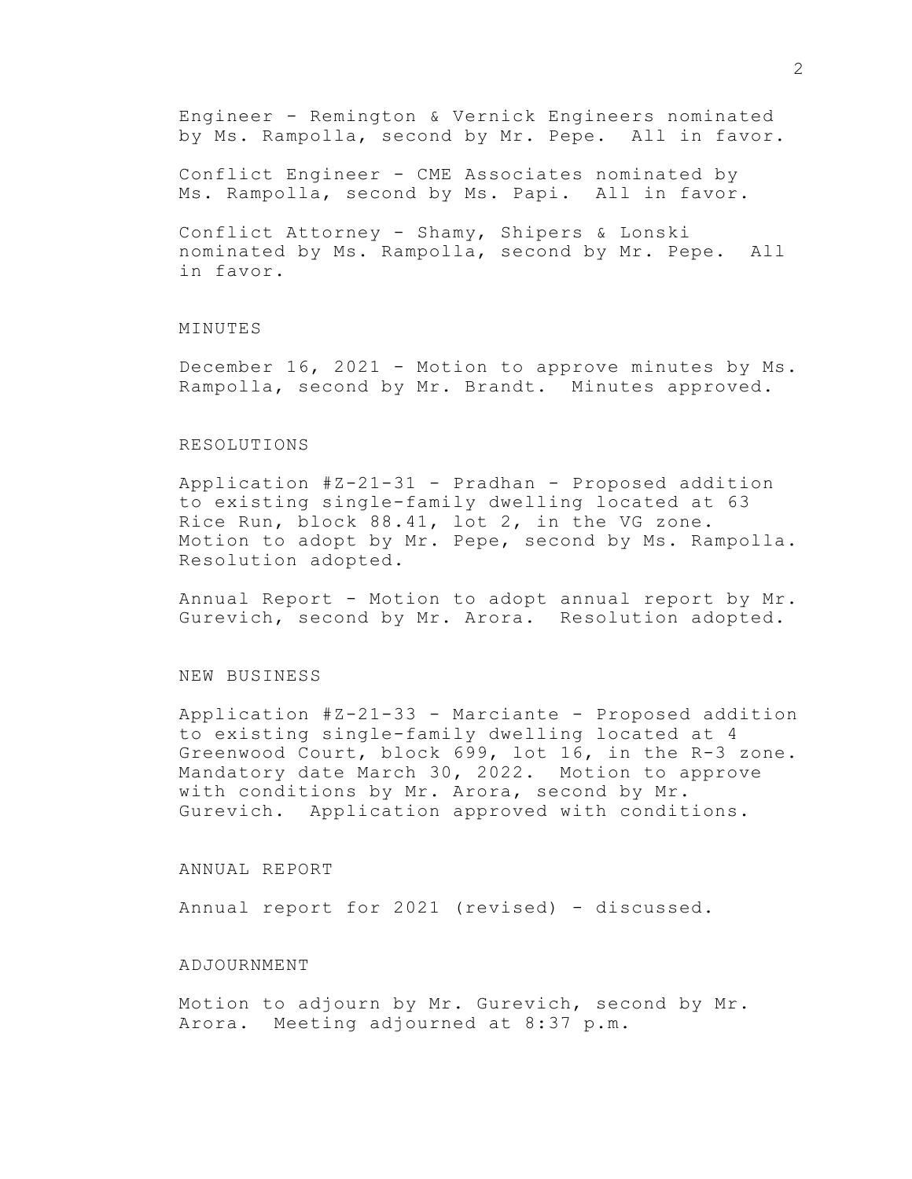Engineer - Remington & Vernick Engineers nominated by Ms. Rampolla, second by Mr. Pepe. All in favor.

Conflict Engineer - CME Associates nominated by Ms. Rampolla, second by Ms. Papi. All in favor.

Conflict Attorney - Shamy, Shipers & Lonski nominated by Ms. Rampolla, second by Mr. Pepe. All in favor.

## MINUTES

December 16, 2021 - Motion to approve minutes by Ms. Rampolla, second by Mr. Brandt. Minutes approved.

## RESOLUTIONS

Application #Z-21-31 - Pradhan - Proposed addition to existing single-family dwelling located at 63 Rice Run, block 88.41, lot 2, in the VG zone. Motion to adopt by Mr. Pepe, second by Ms. Rampolla. Resolution adopted.

Annual Report - Motion to adopt annual report by Mr. Gurevich, second by Mr. Arora. Resolution adopted.

## NEW BUSINESS

Application #Z-21-33 - Marciante - Proposed addition to existing single-family dwelling located at 4 Greenwood Court, block 699, lot 16, in the R-3 zone. Mandatory date March 30, 2022. Motion to approve with conditions by Mr. Arora, second by Mr. Gurevich. Application approved with conditions.

## ANNUAL REPORT

Annual report for 2021 (revised) - discussed.

## ADJOURNMENT

Motion to adjourn by Mr. Gurevich, second by Mr. Arora. Meeting adjourned at 8:37 p.m.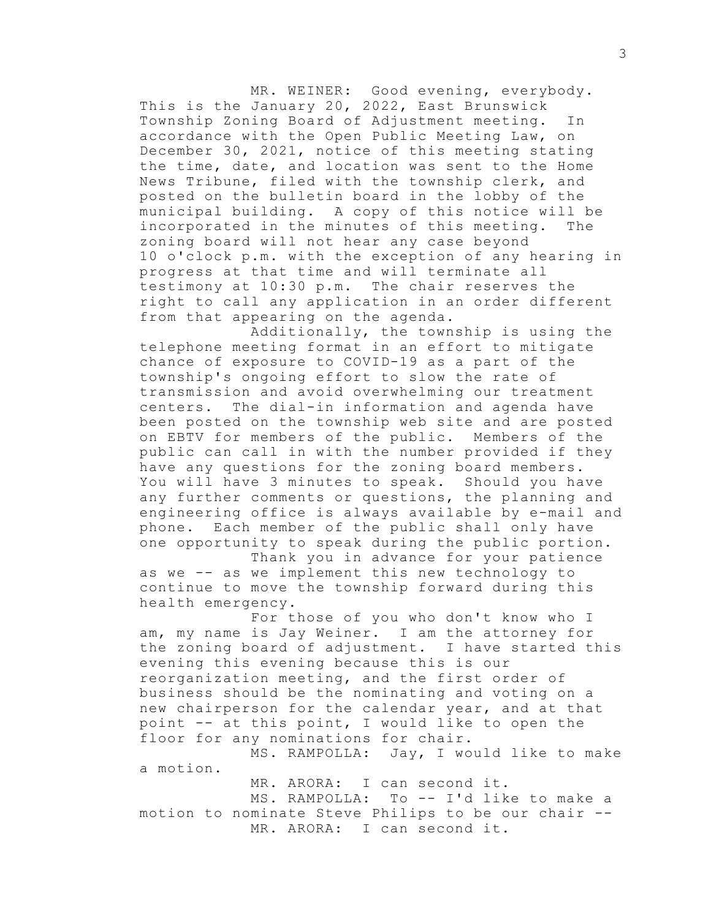MR. WEINER: Good evening, everybody. This is the January 20, 2022, East Brunswick Township Zoning Board of Adjustment meeting. In accordance with the Open Public Meeting Law, on December 30, 2021, notice of this meeting stating the time, date, and location was sent to the Home News Tribune, filed with the township clerk, and posted on the bulletin board in the lobby of the municipal building. A copy of this notice will be incorporated in the minutes of this meeting. The zoning board will not hear any case beyond 10 o'clock p.m. with the exception of any hearing in progress at that time and will terminate all testimony at 10:30 p.m. The chair reserves the right to call any application in an order different from that appearing on the agenda.

Additionally, the township is using the telephone meeting format in an effort to mitigate chance of exposure to COVID-19 as a part of the township's ongoing effort to slow the rate of transmission and avoid overwhelming our treatment centers. The dial-in information and agenda have been posted on the township web site and are posted on EBTV for members of the public. Members of the public can call in with the number provided if they have any questions for the zoning board members. You will have 3 minutes to speak. Should you have any further comments or questions, the planning and engineering office is always available by e-mail and phone. Each member of the public shall only have one opportunity to speak during the public portion.

Thank you in advance for your patience as we -- as we implement this new technology to continue to move the township forward during this health emergency.

For those of you who don't know who I am, my name is Jay Weiner. I am the attorney for the zoning board of adjustment. I have started this evening this evening because this is our reorganization meeting, and the first order of business should be the nominating and voting on a new chairperson for the calendar year, and at that point -- at this point, I would like to open the floor for any nominations for chair.

MS. RAMPOLLA: Jay, I would like to make a motion.

MR. ARORA: I can second it.

MS. RAMPOLLA: To -- I'd like to make a motion to nominate Steve Philips to be our chair --

MR. ARORA: I can second it.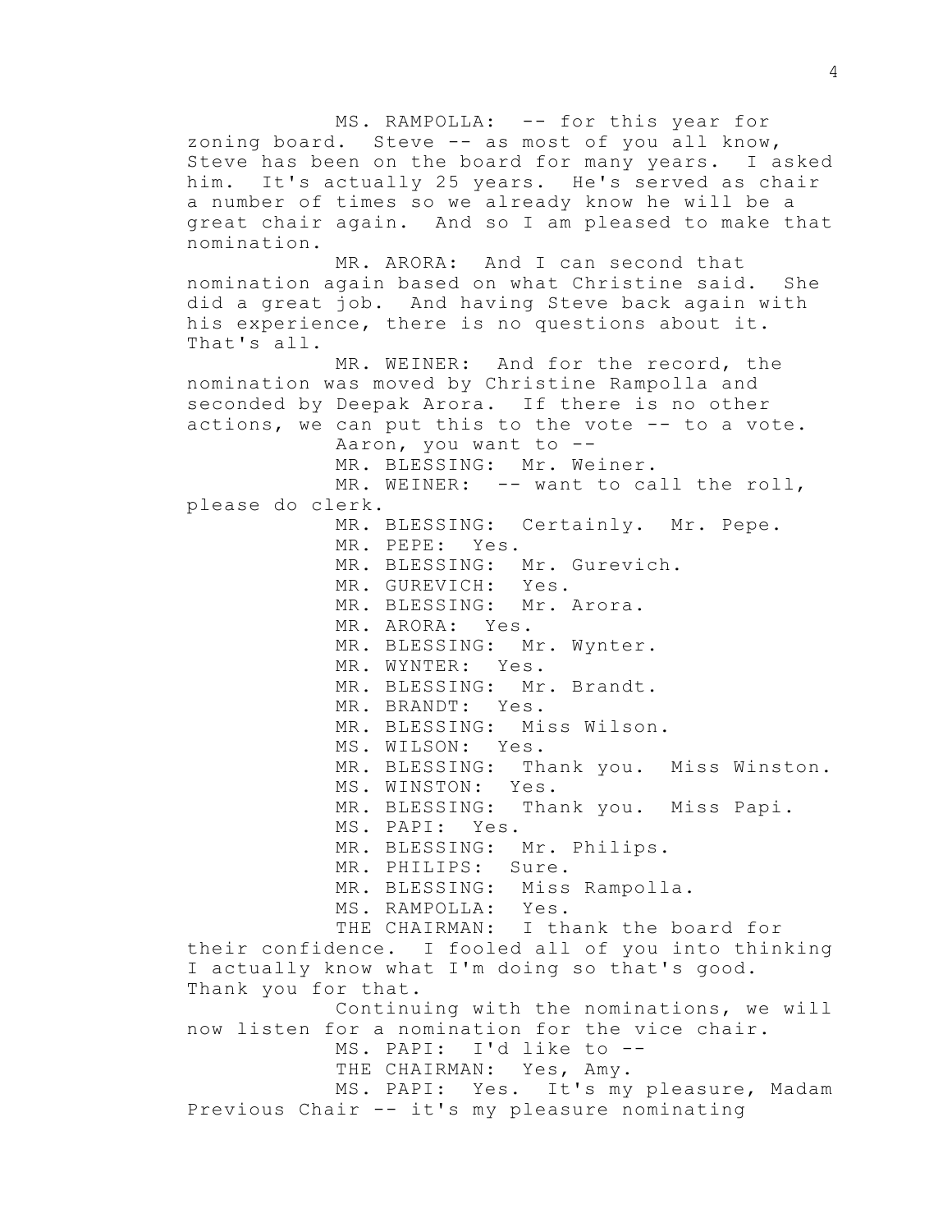MS. RAMPOLLA: -- for this year for zoning board. Steve -- as most of you all know, Steve has been on the board for many years. I asked him. It's actually 25 years. He's served as chair a number of times so we already know he will be a great chair again. And so I am pleased to make that nomination.

MR. ARORA: And I can second that nomination again based on what Christine said. She did a great job. And having Steve back again with his experience, there is no questions about it. That's all.

MR. WEINER: And for the record, the nomination was moved by Christine Rampolla and seconded by Deepak Arora. If there is no other actions, we can put this to the vote -- to a vote.

Aaron, you want to --

MR. BLESSING: Mr. Weiner.

MR. WEINER: -- want to call the roll, please do clerk.

MR. BLESSING: Certainly. Mr. Pepe.

MR. PEPE: Yes.

MR. BLESSING: Mr. Gurevich.

MR. GUREVICH: Yes.

MR. BLESSING: Mr. Arora.

MR. ARORA: Yes.

MR. BLESSING: Mr. Wynter.

MR. WYNTER: Yes.

MR. BLESSING: Mr. Brandt.

MR. BRANDT: Yes.

MR. BLESSING: Miss Wilson.

MS. WILSON: Yes.

MR. BLESSING: Thank you. Miss Winston.

MS. WINSTON: Yes.

MR. BLESSING: Thank you. Miss Papi.

MS. PAPI: Yes.

MR. BLESSING: Mr. Philips.

MR. PHILIPS: Sure.

MR. BLESSING: Miss Rampolla.

MS. RAMPOLLA: Yes.

THE CHAIRMAN: I thank the board for their confidence. I fooled all of you into thinking I actually know what I'm doing so that's good. Thank you for that.

Continuing with the nominations, we will now listen for a nomination for the vice chair.

MS. PAPI: I'd like to --

THE CHAIRMAN: Yes, Amy.

MS. PAPI: Yes. It's my pleasure, Madam Previous Chair -- it's my pleasure nominating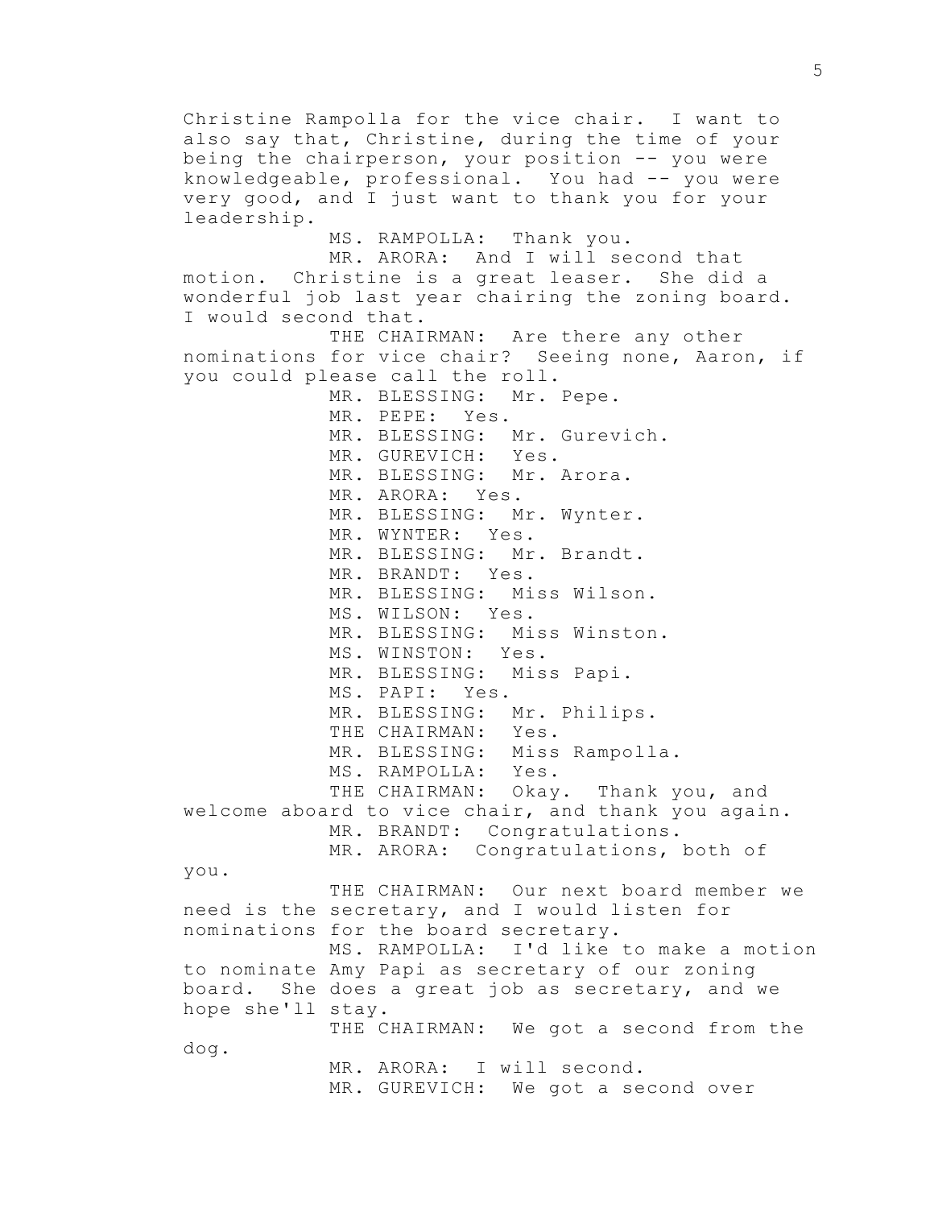Christine Rampolla for the vice chair. I want to also say that, Christine, during the time of your being the chairperson, your position -- you were knowledgeable, professional. You had -- you were very good, and I just want to thank you for your leadership.

MS. RAMPOLLA: Thank you.

MR. ARORA: And I will second that motion. Christine is a great leaser. She did a wonderful job last year chairing the zoning board. I would second that.

THE CHAIRMAN: Are there any other nominations for vice chair? Seeing none, Aaron, if you could please call the roll.

MR. BLESSING: Mr. Pepe.

MR. PEPE: Yes.

MR. BLESSING: Mr. Gurevich.

MR. GUREVICH: Yes.

MR. BLESSING: Mr. Arora.

MR. ARORA: Yes.

MR. BLESSING: Mr. Wynter.

MR. WYNTER: Yes.

MR. BLESSING: Mr. Brandt.

MR. BRANDT: Yes.

MR. BLESSING: Miss Wilson.

MS. WILSON: Yes.

MR. BLESSING: Miss Winston.

MS. WINSTON: Yes.

MR. BLESSING: Miss Papi.

MS. PAPI: Yes.

MR. BLESSING: Mr. Philips.

THE CHAIRMAN: Yes.

MR. BLESSING: Miss Rampolla.

MS. RAMPOLLA: Yes.

THE CHAIRMAN: Okay. Thank you, and welcome aboard to vice chair, and thank you again.

MR. BRANDT: Congratulations.

MR. ARORA: Congratulations, both of you.

THE CHAIRMAN: Our next board member we need is the secretary, and I would listen for nominations for the board secretary.

MS. RAMPOLLA: I'd like to make a motion to nominate Amy Papi as secretary of our zoning board. She does a great job as secretary, and we hope she'll stay.

THE CHAIRMAN: We got a second from the dog.

MR. ARORA: I will second.

MR. GUREVICH: We got a second over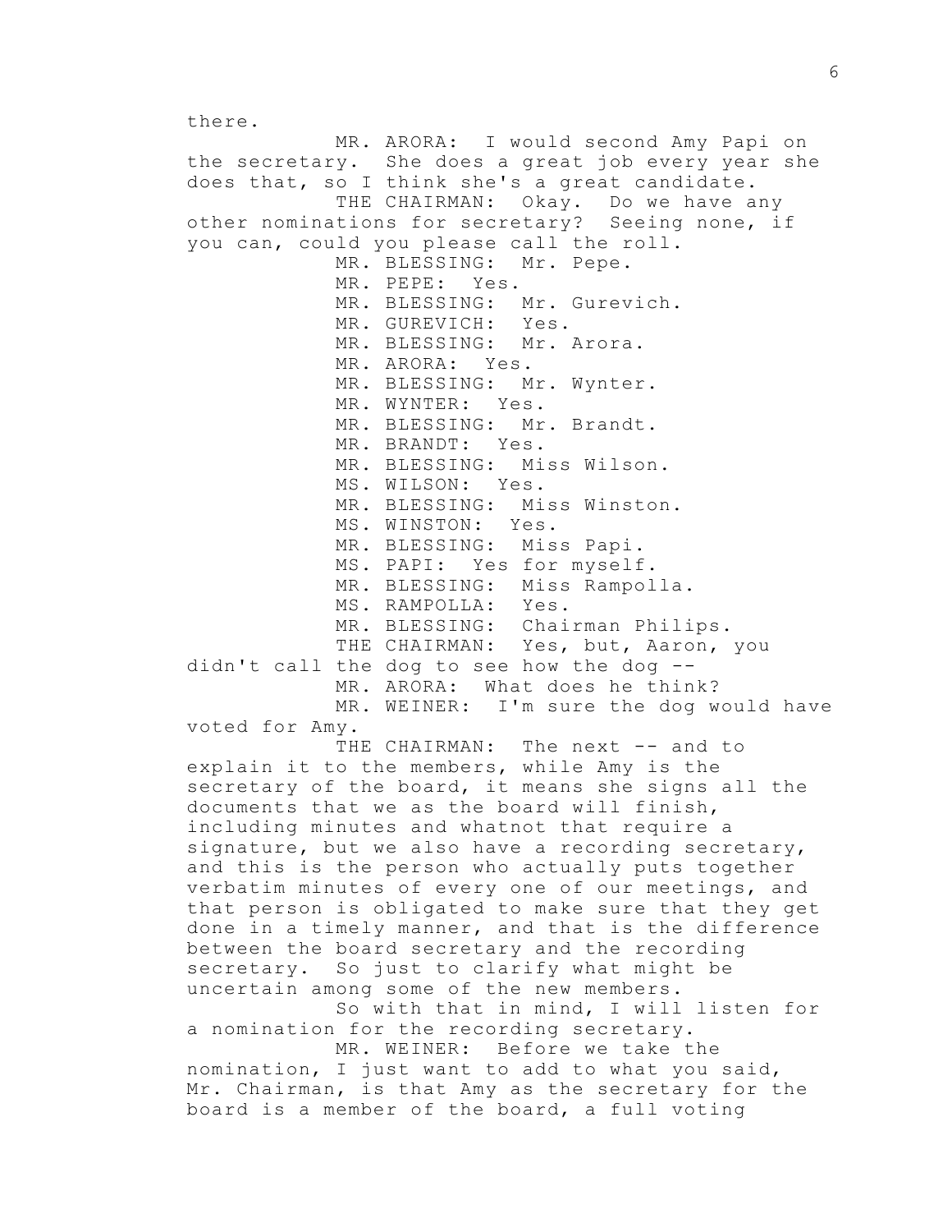there.

MR. ARORA: I would second Amy Papi on the secretary. She does a great job every year she does that, so I think she's a great candidate.

THE CHAIRMAN: Okay. Do we have any other nominations for secretary? Seeing none, if you can, could you please call the roll.

MR. BLESSING: Mr. Pepe.

MR. PEPE: Yes.

MR. BLESSING: Mr. Gurevich.

MR. GUREVICH: Yes.

MR. BLESSING: Mr. Arora.

MR. ARORA: Yes.

MR. BLESSING: Mr. Wynter.

MR. WYNTER: Yes.

MR. BLESSING: Mr. Brandt.

MR. BRANDT: Yes.

MR. BLESSING: Miss Wilson.

MS. WILSON: Yes.

MR. BLESSING: Miss Winston.

MS. WINSTON: Yes.

MR. BLESSING: Miss Papi.

MS. PAPI: Yes for myself.

MR. BLESSING: Miss Rampolla.

MS. RAMPOLLA: Yes.

MR. BLESSING: Chairman Philips.

THE CHAIRMAN: Yes, but, Aaron, you didn't call the dog to see how the dog --

MR. ARORA: What does he think?

MR. WEINER: I'm sure the dog would have voted for Amy.

THE CHAIRMAN: The next -- and to explain it to the members, while Amy is the secretary of the board, it means she signs all the documents that we as the board will finish, including minutes and whatnot that require a signature, but we also have a recording secretary, and this is the person who actually puts together verbatim minutes of every one of our meetings, and that person is obligated to make sure that they get done in a timely manner, and that is the difference between the board secretary and the recording secretary. So just to clarify what might be uncertain among some of the new members.

So with that in mind, I will listen for a nomination for the recording secretary.

MR. WEINER: Before we take the nomination, I just want to add to what you said, Mr. Chairman, is that Amy as the secretary for the board is a member of the board, a full voting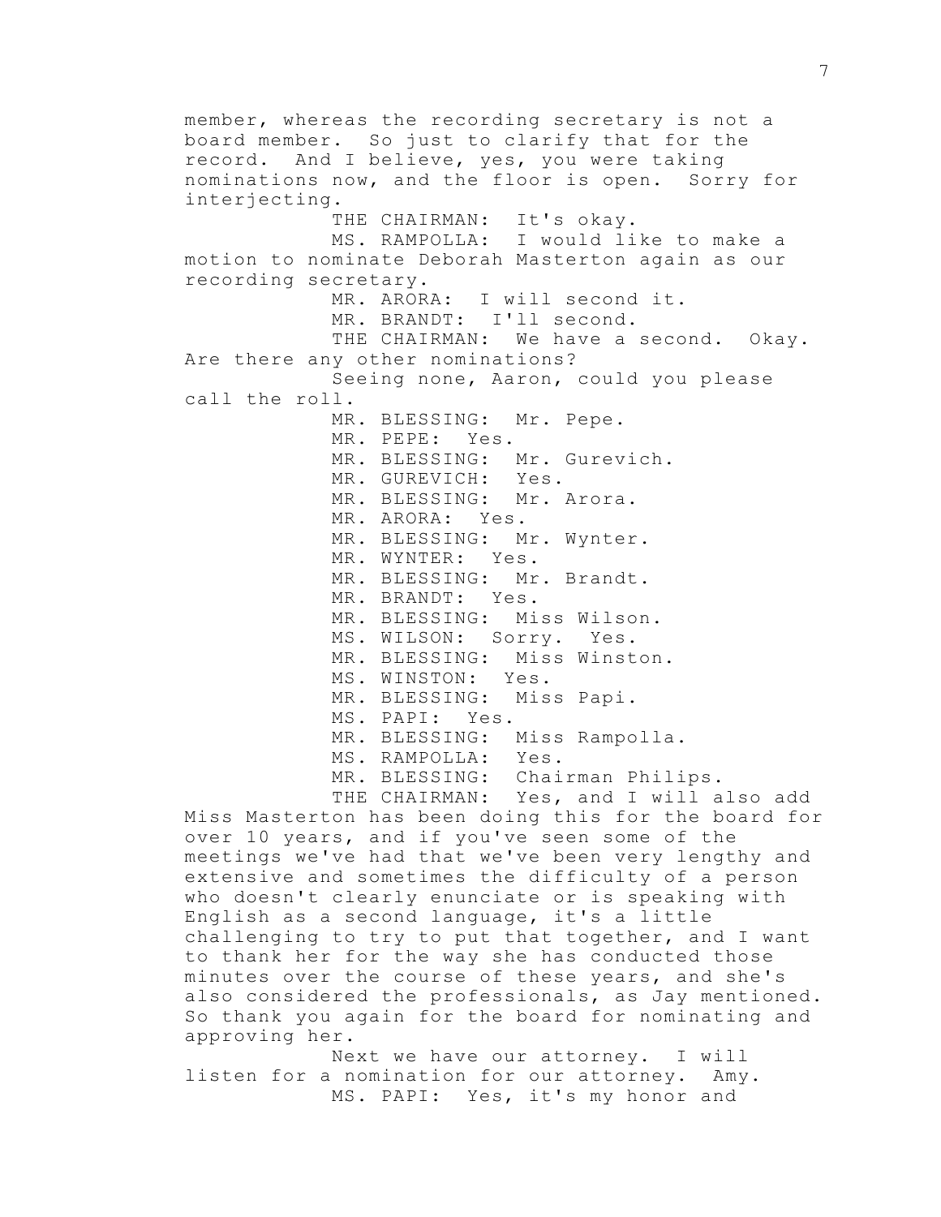member, whereas the recording secretary is not a board member. So just to clarify that for the record. And I believe, yes, you were taking nominations now, and the floor is open. Sorry for interjecting.

THE CHAIRMAN: It's okay.

MS. RAMPOLLA: I would like to make a motion to nominate Deborah Masterton again as our recording secretary.

MR. ARORA: I will second it.

MR. BRANDT: I'll second.

THE CHAIRMAN: We have a second. Okay. Are there any other nominations?

Seeing none, Aaron, could you please call the roll.

MR. BLESSING: Mr. Pepe.

MR. PEPE: Yes.

MR. BLESSING: Mr. Gurevich.

MR. GUREVICH: Yes.

MR. BLESSING: Mr. Arora.

MR. ARORA: Yes.

MR. BLESSING: Mr. Wynter.

MR. WYNTER: Yes.

MR. BLESSING: Mr. Brandt.

MR. BRANDT: Yes.

MR. BLESSING: Miss Wilson.

MS. WILSON: Sorry. Yes.

MR. BLESSING: Miss Winston.

MS. WINSTON: Yes.

MR. BLESSING: Miss Papi.

MS. PAPI: Yes.

MR. BLESSING: Miss Rampolla.

MS. RAMPOLLA: Yes.

MR. BLESSING: Chairman Philips.

THE CHAIRMAN: Yes, and I will also add Miss Masterton has been doing this for the board for over 10 years, and if you've seen some of the meetings we've had that we've been very lengthy and extensive and sometimes the difficulty of a person who doesn't clearly enunciate or is speaking with English as a second language, it's a little challenging to try to put that together, and I want to thank her for the way she has conducted those minutes over the course of these years, and she's also considered the professionals, as Jay mentioned. So thank you again for the board for nominating and approving her.

Next we have our attorney. I will listen for a nomination for our attorney. Amy.

MS. PAPI: Yes, it's my honor and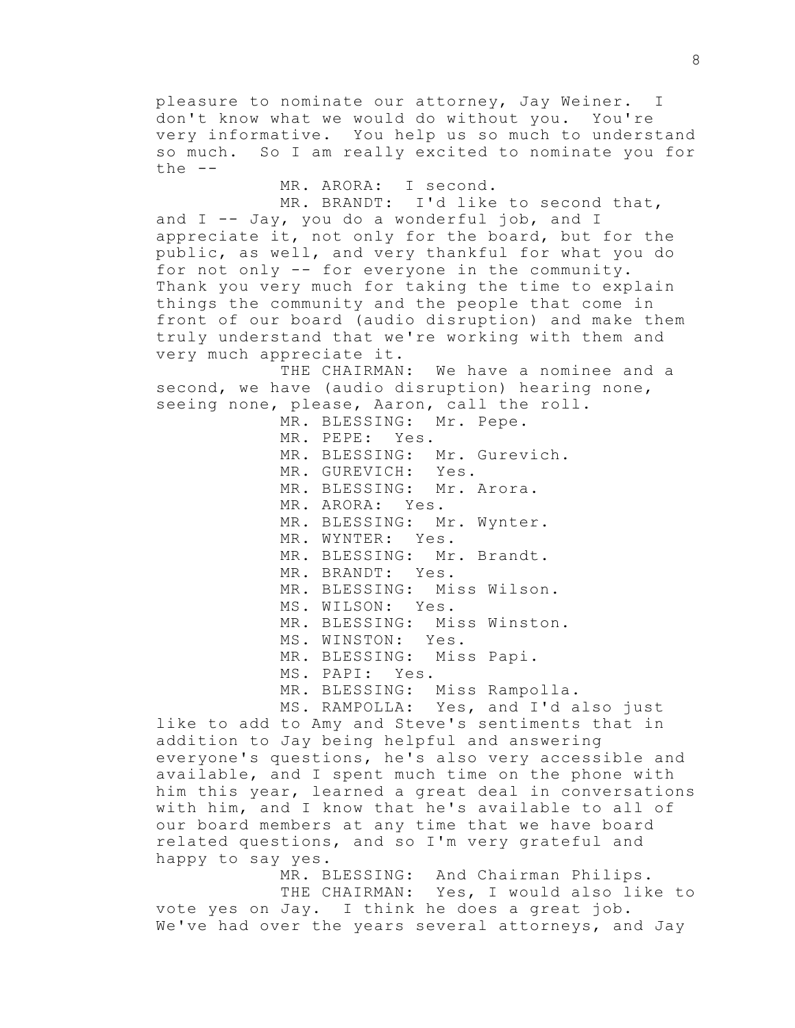pleasure to nominate our attorney, Jay Weiner. I don't know what we would do without you. You're very informative. You help us so much to understand so much. So I am really excited to nominate you for the --

MR. ARORA: I second.

MR. BRANDT: I'd like to second that, and I -- Jay, you do a wonderful job, and I appreciate it, not only for the board, but for the public, as well, and very thankful for what you do for not only -- for everyone in the community. Thank you very much for taking the time to explain things the community and the people that come in front of our board (audio disruption) and make them truly understand that we're working with them and very much appreciate it.

THE CHAIRMAN: We have a nominee and a second, we have (audio disruption) hearing none, seeing none, please, Aaron, call the roll.

MR. BLESSING: Mr. Pepe.

MR. PEPE: Yes.

MR. BLESSING: Mr. Gurevich.

MR. GUREVICH: Yes.

MR. BLESSING: Mr. Arora.

MR. ARORA: Yes.

MR. BLESSING: Mr. Wynter.

MR. WYNTER: Yes.

MR. BLESSING: Mr. Brandt.

MR. BRANDT: Yes.

MR. BLESSING: Miss Wilson.

MS. WILSON: Yes.

MR. BLESSING: Miss Winston.

MS. WINSTON: Yes.

MR. BLESSING: Miss Papi.

MS. PAPI: Yes.

MR. BLESSING: Miss Rampolla.

MS. RAMPOLLA: Yes, and I'd also just like to add to Amy and Steve's sentiments that in addition to Jay being helpful and answering everyone's questions, he's also very accessible and available, and I spent much time on the phone with him this year, learned a great deal in conversations with him, and I know that he's available to all of our board members at any time that we have board related questions, and so I'm very grateful and happy to say yes.

MR. BLESSING: And Chairman Philips.

THE CHAIRMAN: Yes, I would also like to vote yes on Jay. I think he does a great job. We've had over the years several attorneys, and Jay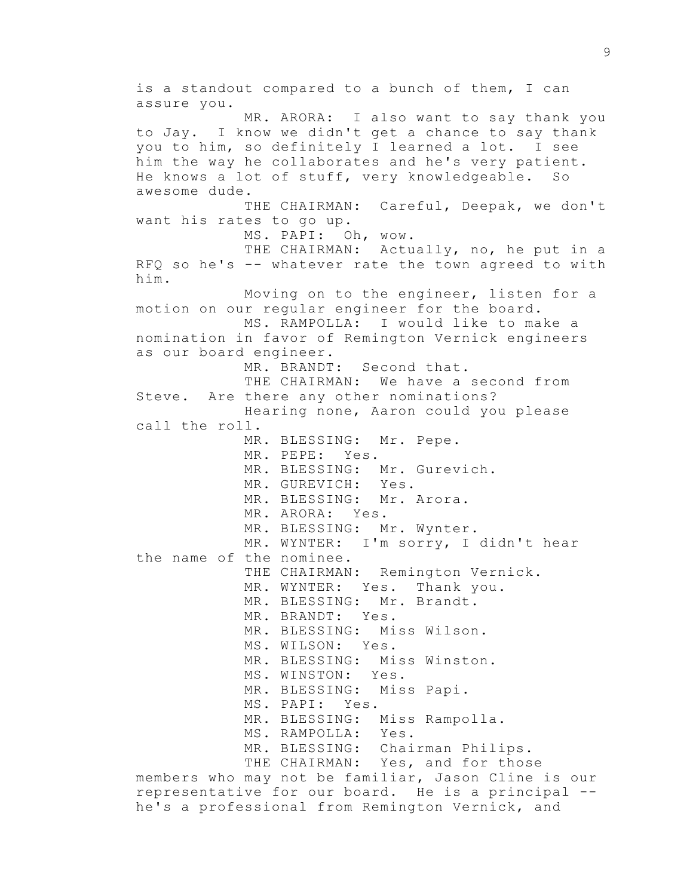is a standout compared to a bunch of them, I can assure you.

MR. ARORA: I also want to say thank you to Jay. I know we didn't get a chance to say thank you to him, so definitely I learned a lot. I see him the way he collaborates and he's very patient. He knows a lot of stuff, very knowledgeable. So awesome dude.

THE CHAIRMAN: Careful, Deepak, we don't want his rates to go up.

MS. PAPI: Oh, wow.

THE CHAIRMAN: Actually, no, he put in a RFQ so he's -- whatever rate the town agreed to with him.

Moving on to the engineer, listen for a motion on our regular engineer for the board.

MS. RAMPOLLA: I would like to make a nomination in favor of Remington Vernick engineers as our board engineer.

MR. BRANDT: Second that.

THE CHAIRMAN: We have a second from Steve. Are there any other nominations?

Hearing none, Aaron could you please call the roll.

MR. BLESSING: Mr. Pepe.

MR. PEPE: Yes.

MR. BLESSING: Mr. Gurevich.

MR. GUREVICH: Yes.

MR. BLESSING: Mr. Arora.

MR. ARORA: Yes.

MR. BLESSING: Mr. Wynter.

MR. WYNTER: I'm sorry, I didn't hear the name of the nominee.

THE CHAIRMAN: Remington Vernick.

MR. WYNTER: Yes. Thank you.

MR. BLESSING: Mr. Brandt.

MR. BRANDT: Yes.

MR. BLESSING: Miss Wilson.

MS. WILSON: Yes.

MR. BLESSING: Miss Winston.

MS. WINSTON: Yes.

MR. BLESSING: Miss Papi.

MS. PAPI: Yes.

MR. BLESSING: Miss Rampolla.

MS. RAMPOLLA: Yes.

MR. BLESSING: Chairman Philips.

THE CHAIRMAN: Yes, and for those members who may not be familiar, Jason Cline is our representative for our board. He is a principal -- he's a professional from Remington Vernick, and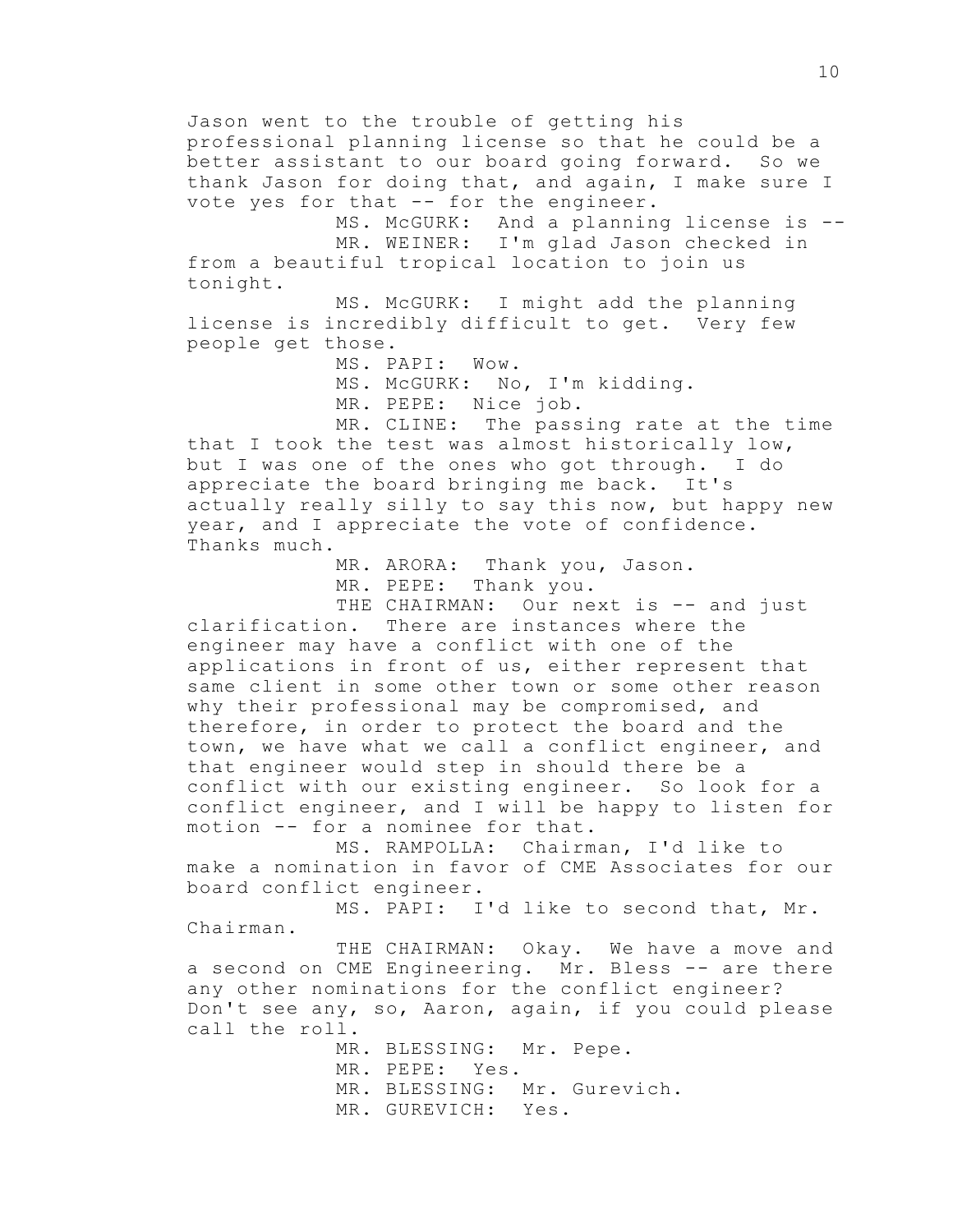Jason went to the trouble of getting his professional planning license so that he could be a better assistant to our board going forward. So we thank Jason for doing that, and again, I make sure I vote yes for that -- for the engineer.

MS. McGURK: And a planning license is --

MR. WEINER: I'm glad Jason checked in from a beautiful tropical location to join us tonight.

MS. McGURK: I might add the planning license is incredibly difficult to get. Very few people get those.

MS. PAPI: Wow.

MS. McGURK: No, I'm kidding.

MR. PEPE: Nice job.

MR. CLINE: The passing rate at the time that I took the test was almost historically low, but I was one of the ones who got through. I do appreciate the board bringing me back. It's actually really silly to say this now, but happy new year, and I appreciate the vote of confidence. Thanks much.

MR. ARORA: Thank you, Jason.

MR. PEPE: Thank you.

THE CHAIRMAN: Our next is -- and just clarification. There are instances where the engineer may have a conflict with one of the applications in front of us, either represent that same client in some other town or some other reason why their professional may be compromised, and therefore, in order to protect the board and the town, we have what we call a conflict engineer, and that engineer would step in should there be a conflict with our existing engineer. So look for a conflict engineer, and I will be happy to listen for motion -- for a nominee for that.

MS. RAMPOLLA: Chairman, I'd like to make a nomination in favor of CME Associates for our board conflict engineer.

MS. PAPI: I'd like to second that, Mr. Chairman.

THE CHAIRMAN: Okay. We have a move and a second on CME Engineering. Mr. Bless -- are there any other nominations for the conflict engineer? Don't see any, so, Aaron, again, if you could please call the roll.

MR. BLESSING: Mr. Pepe.

MR. PEPE: Yes.

MR. BLESSING: Mr. Gurevich.

MR. GUREVICH: Yes.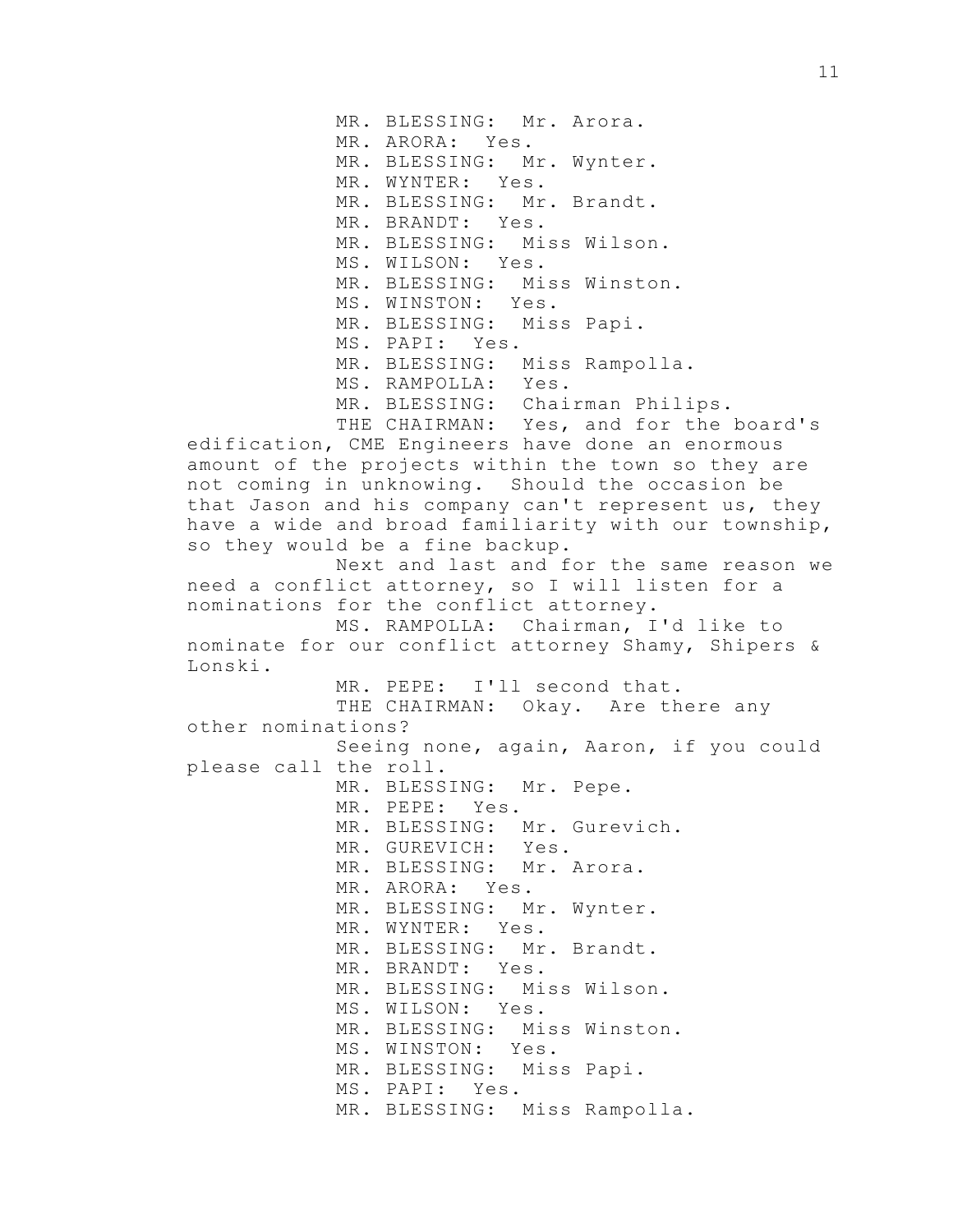MR. BLESSING: Mr. Arora.

MR. ARORA: Yes.

MR. BLESSING: Mr. Wynter.

MR. WYNTER: Yes.

MR. BLESSING: Mr. Brandt.

MR. BRANDT: Yes.

MR. BLESSING: Miss Wilson.

MS. WILSON: Yes.

MR. BLESSING: Miss Winston.

MS. WINSTON: Yes.

MR. BLESSING: Miss Papi.

MS. PAPI: Yes.

MR. BLESSING: Miss Rampolla.

MS. RAMPOLLA: Yes.

MR. BLESSING: Chairman Philips.

THE CHAIRMAN: Yes, and for the board's edification, CME Engineers have done an enormous amount of the projects within the town so they are not coming in unknowing. Should the occasion be that Jason and his company can't represent us, they have a wide and broad familiarity with our township, so they would be a fine backup.

Next and last and for the same reason we need a conflict attorney, so I will listen for a nominations for the conflict attorney.

MS. RAMPOLLA: Chairman, I'd like to nominate for our conflict attorney Shamy, Shipers & Lonski.

MR. PEPE: I'll second that.

THE CHAIRMAN: Okay. Are there any other nominations?

Seeing none, again, Aaron, if you could please call the roll.

MR. BLESSING: Mr. Pepe.

MR. PEPE: Yes.

MR. BLESSING: Mr. Gurevich.

MR. GUREVICH: Yes.

MR. BLESSING: Mr. Arora.

MR. ARORA: Yes.

MR. BLESSING: Mr. Wynter.

MR. WYNTER: Yes.

MR. BLESSING: Mr. Brandt.

MR. BRANDT: Yes.

MR. BLESSING: Miss Wilson.

MS. WILSON: Yes.

MR. BLESSING: Miss Winston.

MS. WINSTON: Yes.

MR. BLESSING: Miss Papi.

MS. PAPI: Yes.

MR. BLESSING: Miss Rampolla.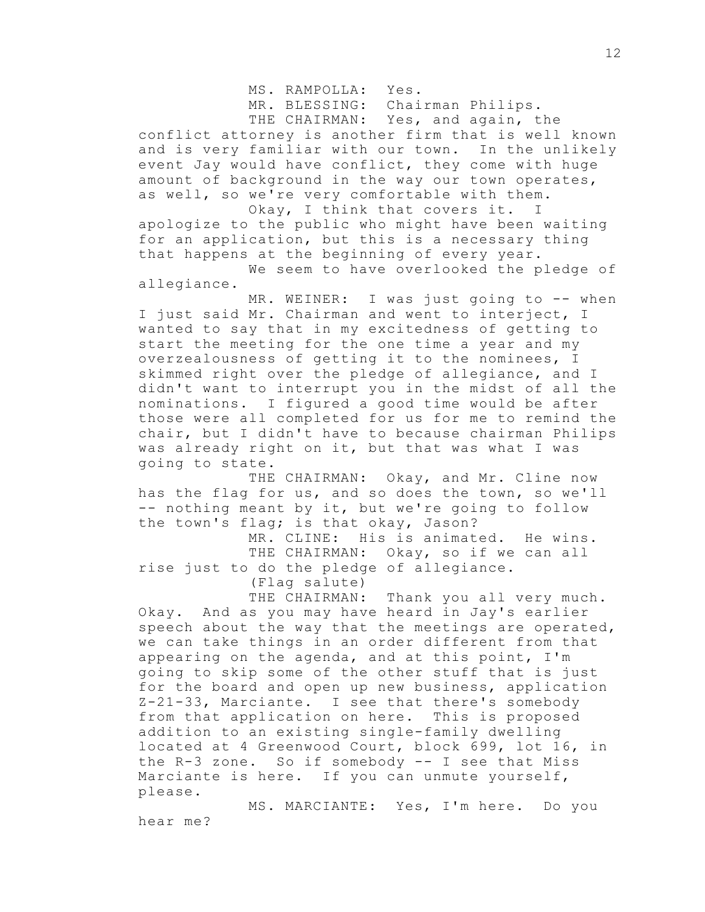MS. RAMPOLLA: Yes.

MR. BLESSING: Chairman Philips.

THE CHAIRMAN: Yes, and again, the conflict attorney is another firm that is well known and is very familiar with our town. In the unlikely event Jay would have conflict, they come with huge amount of background in the way our town operates, as well, so we're very comfortable with them.

Okay, I think that covers it. I apologize to the public who might have been waiting for an application, but this is a necessary thing that happens at the beginning of every year.

We seem to have overlooked the pledge of allegiance.

MR. WEINER: I was just going to -- when I just said Mr. Chairman and went to interject, I wanted to say that in my excitedness of getting to start the meeting for the one time a year and my overzealousness of getting it to the nominees, I skimmed right over the pledge of allegiance, and I didn't want to interrupt you in the midst of all the nominations. I figured a good time would be after those were all completed for us for me to remind the chair, but I didn't have to because chairman Philips was already right on it, but that was what I was going to state.

THE CHAIRMAN: Okay, and Mr. Cline now has the flag for us, and so does the town, so we'll -- nothing meant by it, but we're going to follow the town's flag; is that okay, Jason?

MR. CLINE: His is animated. He wins.

THE CHAIRMAN: Okay, so if we can all rise just to do the pledge of allegiance.

(Flag salute)

THE CHAIRMAN: Thank you all very much. Okay. And as you may have heard in Jay's earlier speech about the way that the meetings are operated, we can take things in an order different from that appearing on the agenda, and at this point, I'm going to skip some of the other stuff that is just for the board and open up new business, application Z-21-33, Marciante. I see that there's somebody from that application on here. This is proposed addition to an existing single-family dwelling located at 4 Greenwood Court, block 699, lot 16, in the R-3 zone. So if somebody -- I see that Miss Marciante is here. If you can unmute yourself, please.

MS. MARCIANTE: Yes, I'm here. Do you hear me?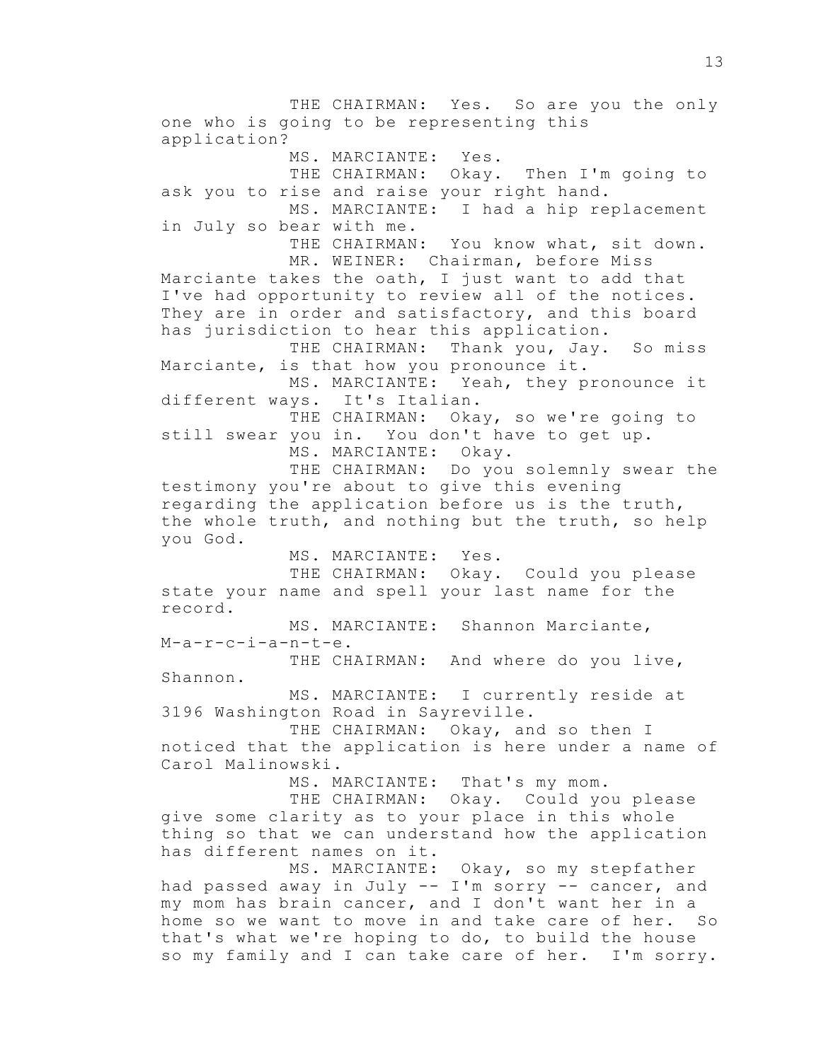THE CHAIRMAN: Yes. So are you the only one who is going to be representing this application?

MS. MARCIANTE: Yes.

THE CHAIRMAN: Okay. Then I'm going to ask you to rise and raise your right hand.

MS. MARCIANTE: I had a hip replacement in July so bear with me.

THE CHAIRMAN: You know what, sit down.

MR. WEINER: Chairman, before Miss Marciante takes the oath, I just want to add that I've had opportunity to review all of the notices. They are in order and satisfactory, and this board has jurisdiction to hear this application.

THE CHAIRMAN: Thank you, Jay. So miss Marciante, is that how you pronounce it.

MS. MARCIANTE: Yeah, they pronounce it different ways. It's Italian.

THE CHAIRMAN: Okay, so we're going to still swear you in. You don't have to get up.

MS. MARCIANTE: Okay.

THE CHAIRMAN: Do you solemnly swear the testimony you're about to give this evening regarding the application before us is the truth, the whole truth, and nothing but the truth, so help you God.

MS. MARCIANTE: Yes.

THE CHAIRMAN: Okay. Could you please state your name and spell your last name for the record.

MS. MARCIANTE: Shannon Marciante, M-a-r-c-i-a-n-t-e.

THE CHAIRMAN: And where do you live, Shannon.

MS. MARCIANTE: I currently reside at 3196 Washington Road in Sayreville.

THE CHAIRMAN: Okay, and so then I noticed that the application is here under a name of Carol Malinowski.

MS. MARCIANTE: That's my mom.

THE CHAIRMAN: Okay. Could you please give some clarity as to your place in this whole thing so that we can understand how the application has different names on it.

MS. MARCIANTE: Okay, so my stepfather had passed away in July -- I'm sorry -- cancer, and my mom has brain cancer, and I don't want her in a home so we want to move in and take care of her. So that's what we're hoping to do, to build the house so my family and I can take care of her. I'm sorry.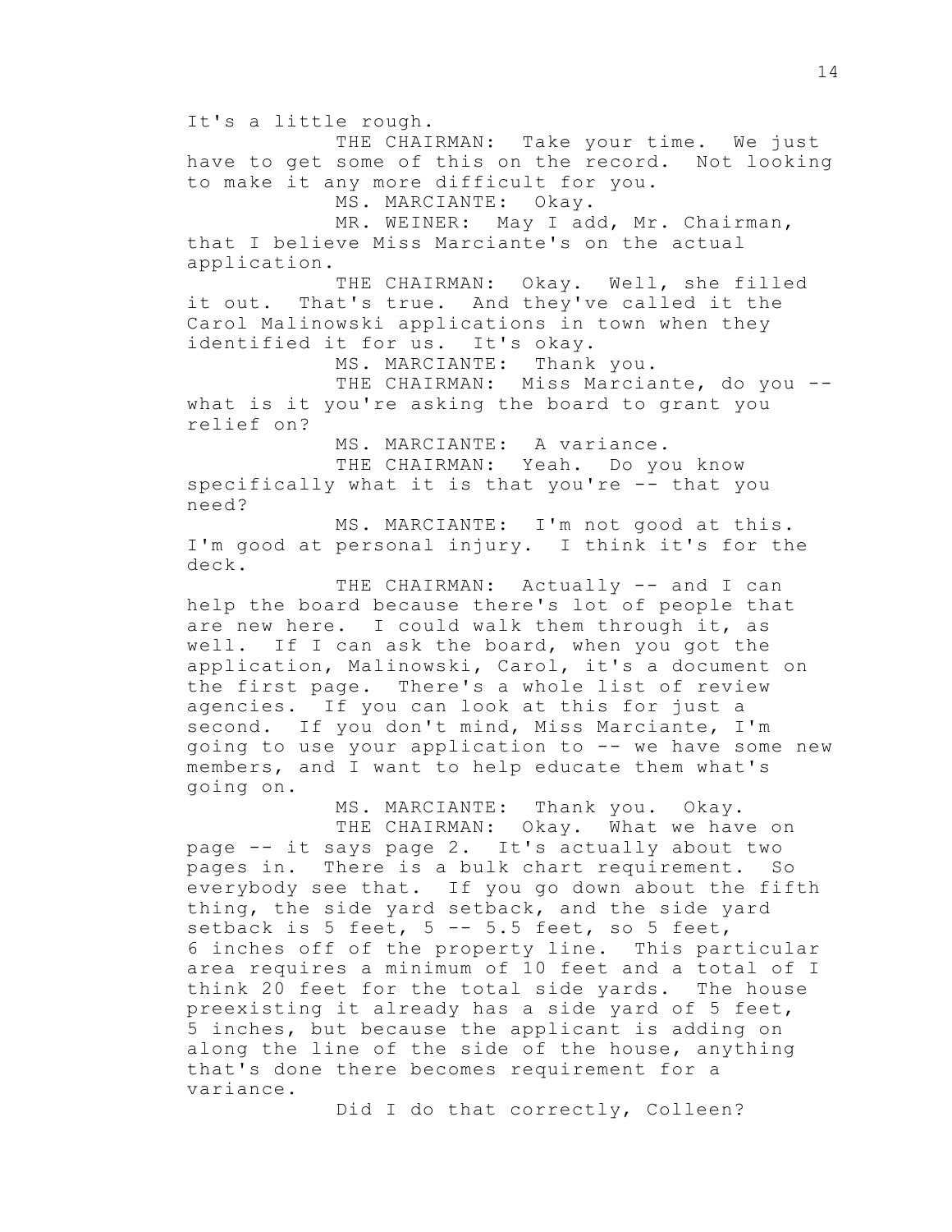It's a little rough.

THE CHAIRMAN: Take your time. We just have to get some of this on the record. Not looking to make it any more difficult for you.

MS. MARCIANTE: Okay.

MR. WEINER: May I add, Mr. Chairman, that I believe Miss Marciante's on the actual application.

THE CHAIRMAN: Okay. Well, she filled it out. That's true. And they've called it the Carol Malinowski applications in town when they identified it for us. It's okay.

MS. MARCIANTE: Thank you.

THE CHAIRMAN: Miss Marciante, do you -- what is it you're asking the board to grant you relief on?

MS. MARCIANTE: A variance.

THE CHAIRMAN: Yeah. Do you know specifically what it is that you're -- that you need?

MS. MARCIANTE: I'm not good at this. I'm good at personal injury. I think it's for the deck.

THE CHAIRMAN: Actually -- and I can help the board because there's lot of people that are new here. I could walk them through it, as well. If I can ask the board, when you got the application, Malinowski, Carol, it's a document on the first page. There's a whole list of review agencies. If you can look at this for just a second. If you don't mind, Miss Marciante, I'm going to use your application to -- we have some new members, and I want to help educate them what's going on.

MS. MARCIANTE: Thank you. Okay.

THE CHAIRMAN: Okay. What we have on page -- it says page 2. It's actually about two pages in. There is a bulk chart requirement. So everybody see that. If you go down about the fifth thing, the side yard setback, and the side yard setback is 5 feet, 5 -- 5.5 feet, so 5 feet, 6 inches off of the property line. This particular area requires a minimum of 10 feet and a total of I think 20 feet for the total side yards. The house preexisting it already has a side yard of 5 feet, 5 inches, but because the applicant is adding on along the line of the side of the house, anything that's done there becomes requirement for a variance.

Did I do that correctly, Colleen?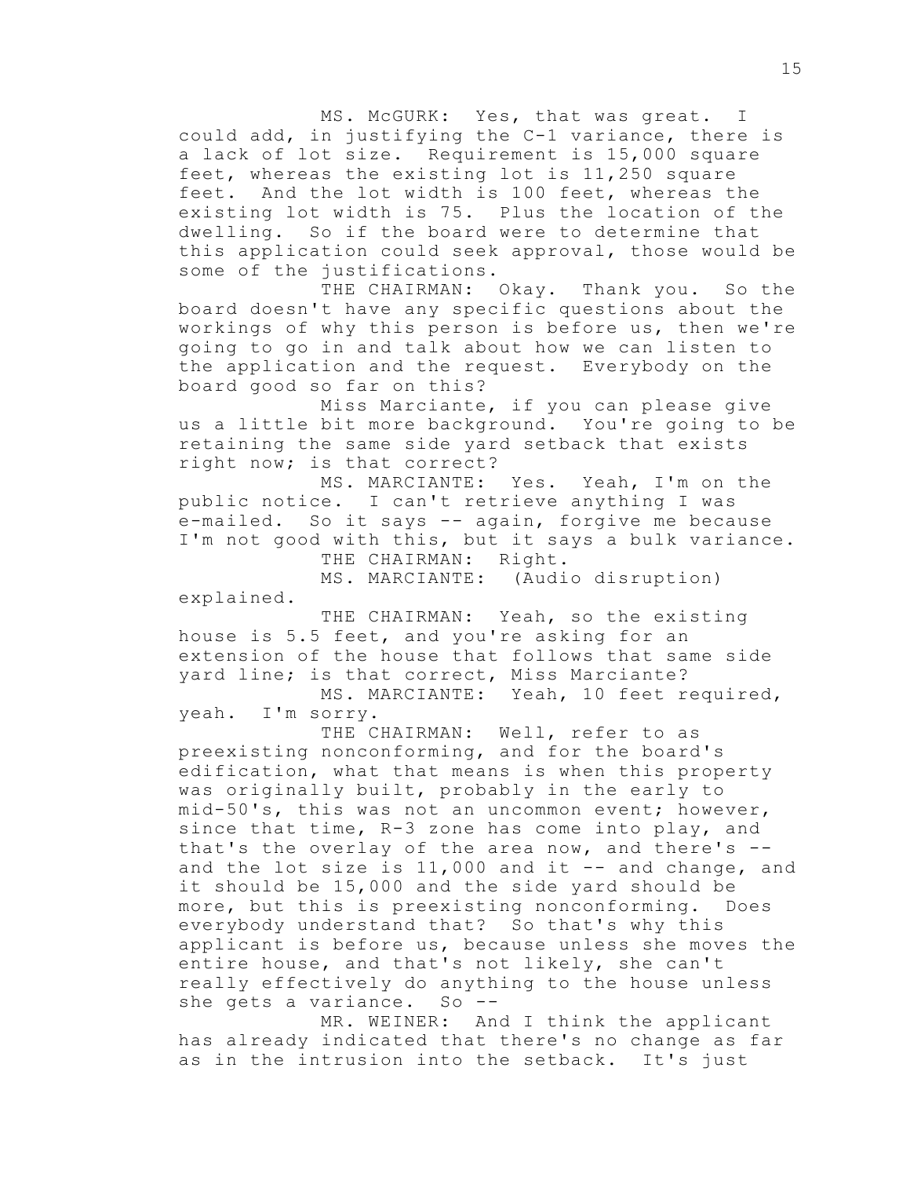MS. McGURK: Yes, that was great. I could add, in justifying the C-1 variance, there is a lack of lot size. Requirement is 15,000 square feet, whereas the existing lot is 11,250 square feet. And the lot width is 100 feet, whereas the existing lot width is 75. Plus the location of the dwelling. So if the board were to determine that this application could seek approval, those would be some of the justifications.

THE CHAIRMAN: Okay. Thank you. So the board doesn't have any specific questions about the workings of why this person is before us, then we're going to go in and talk about how we can listen to the application and the request. Everybody on the board good so far on this?

Miss Marciante, if you can please give us a little bit more background. You're going to be retaining the same side yard setback that exists right now; is that correct?

MS. MARCIANTE: Yes. Yeah, I'm on the public notice. I can't retrieve anything I was e-mailed. So it says -- again, forgive me because I'm not good with this, but it says a bulk variance.

THE CHAIRMAN: Right.

MS. MARCIANTE: (Audio disruption) explained.

THE CHAIRMAN: Yeah, so the existing house is 5.5 feet, and you're asking for an extension of the house that follows that same side yard line; is that correct, Miss Marciante?

MS. MARCIANTE: Yeah, 10 feet required, yeah. I'm sorry.

THE CHAIRMAN: Well, refer to as preexisting nonconforming, and for the board's edification, what that means is when this property was originally built, probably in the early to mid-50's, this was not an uncommon event; however, since that time, R-3 zone has come into play, and that's the overlay of the area now, and there's -- and the lot size is 11,000 and it -- and change, and it should be 15,000 and the side yard should be more, but this is preexisting nonconforming. Does everybody understand that? So that's why this applicant is before us, because unless she moves the entire house, and that's not likely, she can't really effectively do anything to the house unless she gets a variance. So --

MR. WEINER: And I think the applicant has already indicated that there's no change as far as in the intrusion into the setback. It's just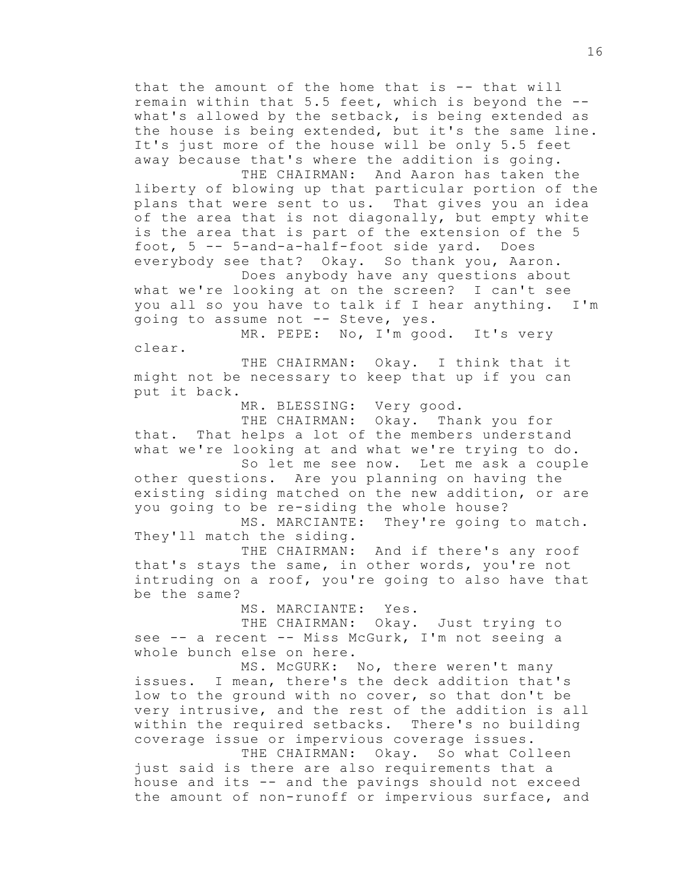that the amount of the home that is -- that will remain within that 5.5 feet, which is beyond the -- what's allowed by the setback, is being extended as the house is being extended, but it's the same line. It's just more of the house will be only 5.5 feet away because that's where the addition is going.

THE CHAIRMAN: And Aaron has taken the liberty of blowing up that particular portion of the plans that were sent to us. That gives you an idea of the area that is not diagonally, but empty white is the area that is part of the extension of the 5 foot, 5 -- 5-and-a-half-foot side yard. Does everybody see that? Okay. So thank you, Aaron.

Does anybody have any questions about what we're looking at on the screen? I can't see you all so you have to talk if I hear anything. I'm going to assume not -- Steve, yes.

MR. PEPE: No, I'm good. It's very clear.

THE CHAIRMAN: Okay. I think that it might not be necessary to keep that up if you can put it back.

MR. BLESSING: Very good.

THE CHAIRMAN: Okay. Thank you for that. That helps a lot of the members understand what we're looking at and what we're trying to do.

So let me see now. Let me ask a couple other questions. Are you planning on having the existing siding matched on the new addition, or are you going to be re-siding the whole house?

MS. MARCIANTE: They're going to match. They'll match the siding.

THE CHAIRMAN: And if there's any roof that's stays the same, in other words, you're not intruding on a roof, you're going to also have that be the same?

MS. MARCIANTE: Yes.

THE CHAIRMAN: Okay. Just trying to see -- a recent -- Miss McGurk, I'm not seeing a whole bunch else on here.

MS. McGURK: No, there weren't many issues. I mean, there's the deck addition that's low to the ground with no cover, so that don't be very intrusive, and the rest of the addition is all within the required setbacks. There's no building coverage issue or impervious coverage issues.

THE CHAIRMAN: Okay. So what Colleen just said is there are also requirements that a house and its -- and the pavings should not exceed the amount of non-runoff or impervious surface, and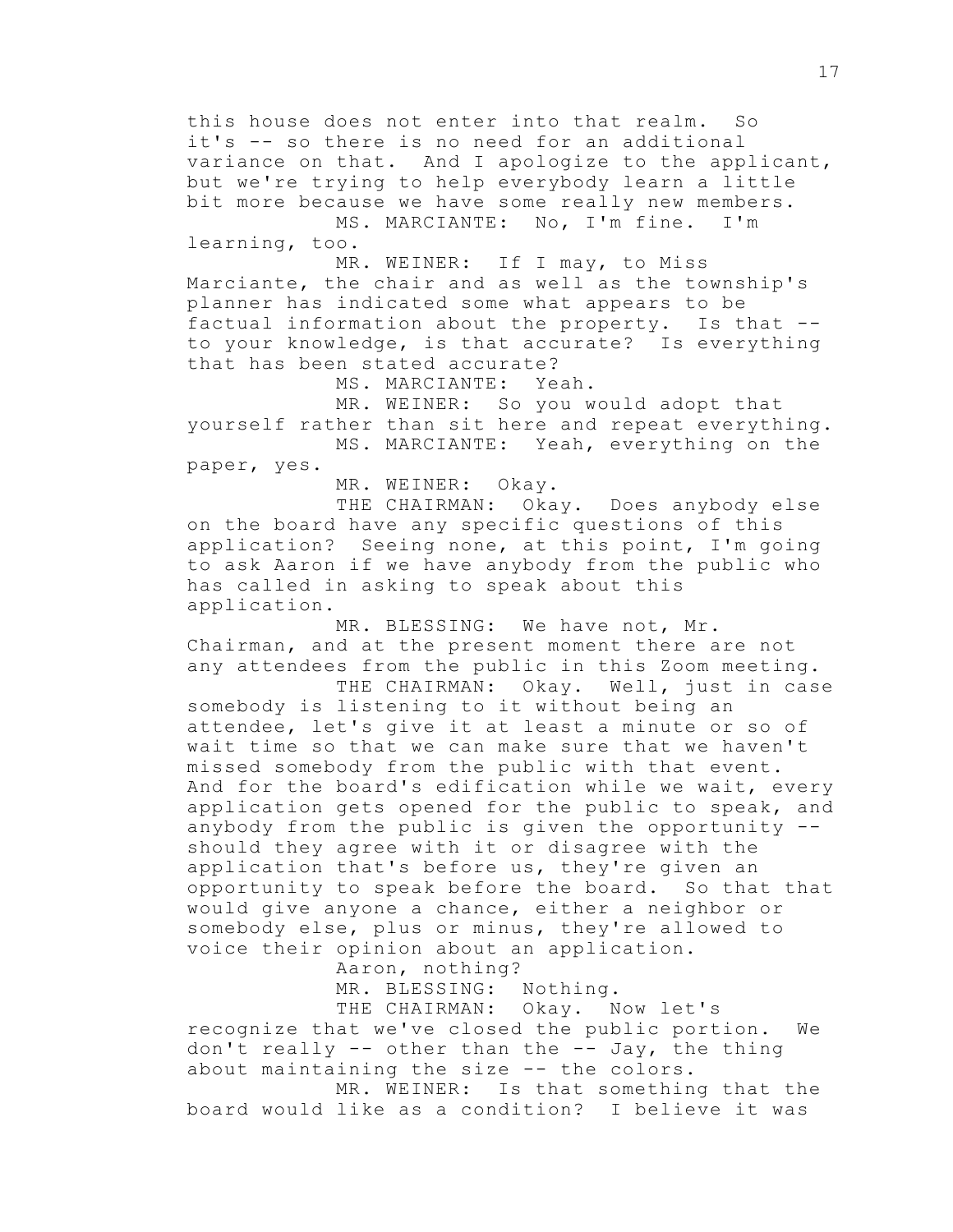this house does not enter into that realm. So it's -- so there is no need for an additional variance on that. And I apologize to the applicant, but we're trying to help everybody learn a little bit more because we have some really new members.

MS. MARCIANTE: No, I'm fine. I'm learning, too.

MR. WEINER: If I may, to Miss Marciante, the chair and as well as the township's planner has indicated some what appears to be factual information about the property. Is that -- to your knowledge, is that accurate? Is everything that has been stated accurate?

MS. MARCIANTE: Yeah.

MR. WEINER: So you would adopt that yourself rather than sit here and repeat everything.

MS. MARCIANTE: Yeah, everything on the paper, yes.

MR. WEINER: Okay.

THE CHAIRMAN: Okay. Does anybody else on the board have any specific questions of this application? Seeing none, at this point, I'm going to ask Aaron if we have anybody from the public who has called in asking to speak about this application.

MR. BLESSING: We have not, Mr. Chairman, and at the present moment there are not any attendees from the public in this Zoom meeting.

THE CHAIRMAN: Okay. Well, just in case somebody is listening to it without being an attendee, let's give it at least a minute or so of wait time so that we can make sure that we haven't missed somebody from the public with that event. And for the board's edification while we wait, every application gets opened for the public to speak, and anybody from the public is given the opportunity -- should they agree with it or disagree with the application that's before us, they're given an opportunity to speak before the board. So that that would give anyone a chance, either a neighbor or somebody else, plus or minus, they're allowed to voice their opinion about an application.

Aaron, nothing?

MR. BLESSING: Nothing.

THE CHAIRMAN: Okay. Now let's recognize that we've closed the public portion. We don't really -- other than the -- Jay, the thing about maintaining the size -- the colors.

MR. WEINER: Is that something that the board would like as a condition? I believe it was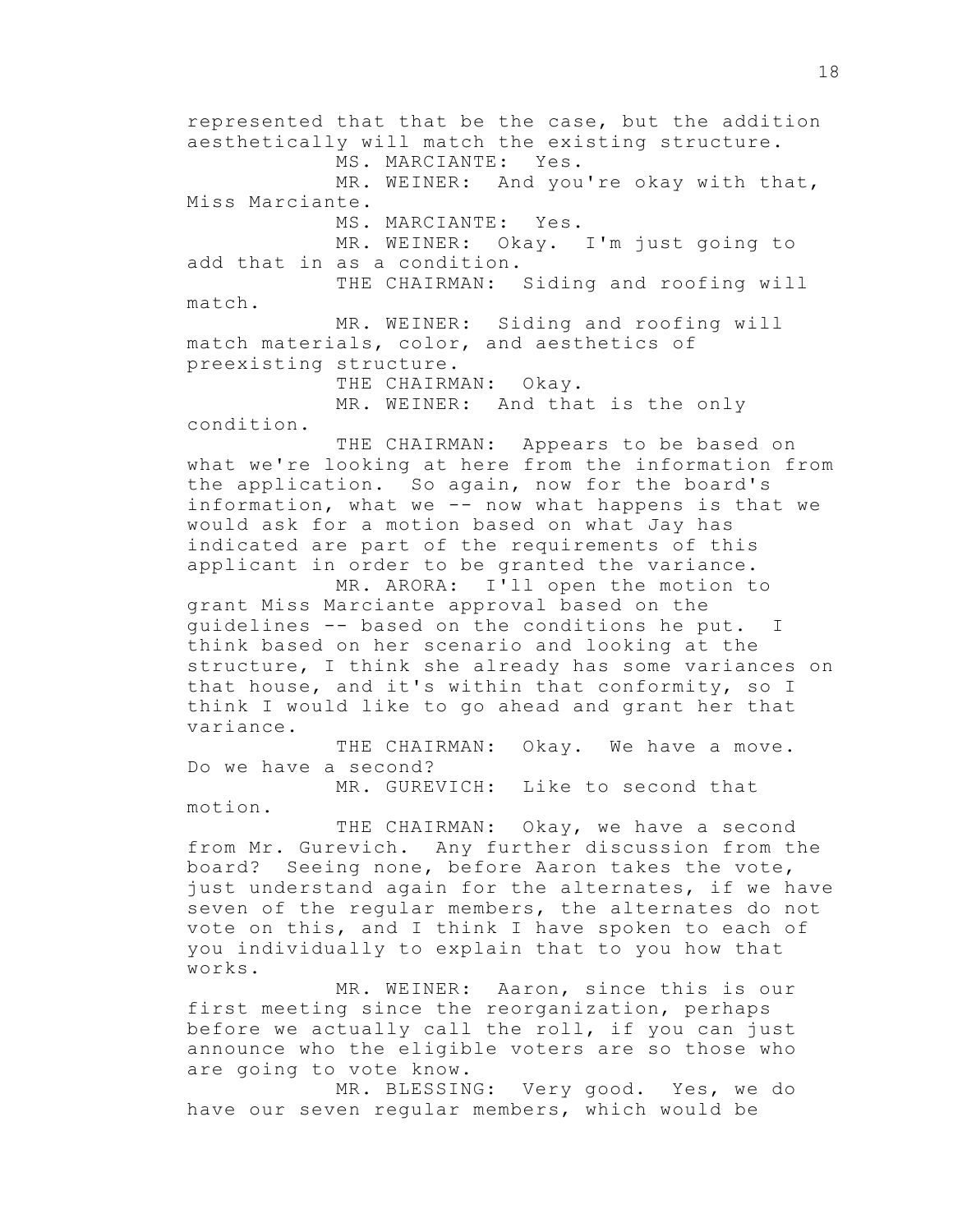represented that that be the case, but the addition aesthetically will match the existing structure.

MS. MARCIANTE: Yes.

MR. WEINER: And you're okay with that, Miss Marciante.

MS. MARCIANTE: Yes.

MR. WEINER: Okay. I'm just going to add that in as a condition.

THE CHAIRMAN: Siding and roofing will match.

MR. WEINER: Siding and roofing will match materials, color, and aesthetics of preexisting structure.

THE CHAIRMAN: Okay.

MR. WEINER: And that is the only condition.

THE CHAIRMAN: Appears to be based on what we're looking at here from the information from the application. So again, now for the board's information, what we -- now what happens is that we would ask for a motion based on what Jay has indicated are part of the requirements of this applicant in order to be granted the variance.

MR. ARORA: I'll open the motion to grant Miss Marciante approval based on the guidelines -- based on the conditions he put. I think based on her scenario and looking at the structure, I think she already has some variances on that house, and it's within that conformity, so I think I would like to go ahead and grant her that variance.

THE CHAIRMAN: Okay. We have a move. Do we have a second?

MR. GUREVICH: Like to second that motion.

THE CHAIRMAN: Okay, we have a second from Mr. Gurevich. Any further discussion from the board? Seeing none, before Aaron takes the vote, just understand again for the alternates, if we have seven of the regular members, the alternates do not vote on this, and I think I have spoken to each of you individually to explain that to you how that works.

MR. WEINER: Aaron, since this is our first meeting since the reorganization, perhaps before we actually call the roll, if you can just announce who the eligible voters are so those who are going to vote know.

MR. BLESSING: Very good. Yes, we do have our seven regular members, which would be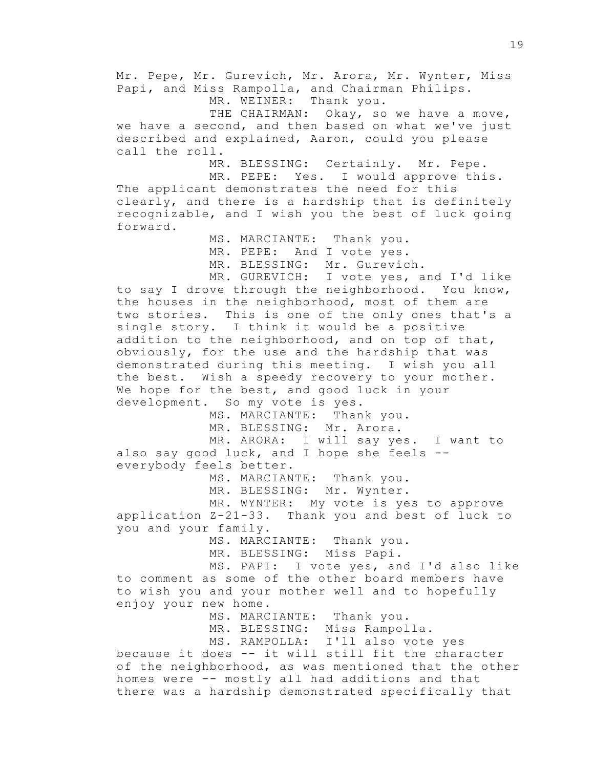Mr. Pepe, Mr. Gurevich, Mr. Arora, Mr. Wynter, Miss Papi, and Miss Rampolla, and Chairman Philips.

MR. WEINER: Thank you.

THE CHAIRMAN: Okay, so we have a move, we have a second, and then based on what we've just described and explained, Aaron, could you please call the roll.

MR. BLESSING: Certainly. Mr. Pepe.

MR. PEPE: Yes. I would approve this. The applicant demonstrates the need for this clearly, and there is a hardship that is definitely recognizable, and I wish you the best of luck going forward.

MS. MARCIANTE: Thank you.

MR. PEPE: And I vote yes.

MR. BLESSING: Mr. Gurevich.

MR. GUREVICH: I vote yes, and I'd like to say I drove through the neighborhood. You know, the houses in the neighborhood, most of them are two stories. This is one of the only ones that's a single story. I think it would be a positive addition to the neighborhood, and on top of that, obviously, for the use and the hardship that was demonstrated during this meeting. I wish you all the best. Wish a speedy recovery to your mother. We hope for the best, and good luck in your development. So my vote is yes.

MS. MARCIANTE: Thank you.

MR. BLESSING: Mr. Arora.

MR. ARORA: I will say yes. I want to also say good luck, and I hope she feels -- everybody feels better.

MS. MARCIANTE: Thank you.

MR. BLESSING: Mr. Wynter.

MR. WYNTER: My vote is yes to approve application Z-21-33. Thank you and best of luck to you and your family.

MS. MARCIANTE: Thank you.

MR. BLESSING: Miss Papi.

MS. PAPI: I vote yes, and I'd also like to comment as some of the other board members have to wish you and your mother well and to hopefully enjoy your new home.

MS. MARCIANTE: Thank you.

MR. BLESSING: Miss Rampolla.

MS. RAMPOLLA: I'll also vote yes because it does -- it will still fit the character of the neighborhood, as was mentioned that the other homes were -- mostly all had additions and that there was a hardship demonstrated specifically that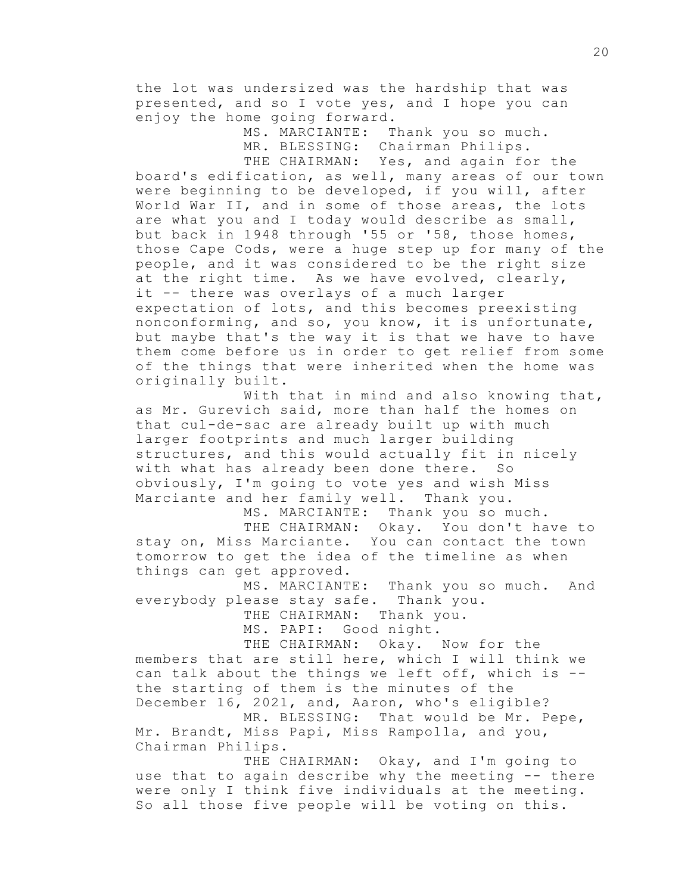the lot was undersized was the hardship that was presented, and so I vote yes, and I hope you can enjoy the home going forward.

MS. MARCIANTE: Thank you so much.

MR. BLESSING: Chairman Philips.

THE CHAIRMAN: Yes, and again for the board's edification, as well, many areas of our town were beginning to be developed, if you will, after World War II, and in some of those areas, the lots are what you and I today would describe as small, but back in 1948 through '55 or '58, those homes, those Cape Cods, were a huge step up for many of the people, and it was considered to be the right size at the right time. As we have evolved, clearly, it -- there was overlays of a much larger expectation of lots, and this becomes preexisting nonconforming, and so, you know, it is unfortunate, but maybe that's the way it is that we have to have them come before us in order to get relief from some of the things that were inherited when the home was originally built.

With that in mind and also knowing that, as Mr. Gurevich said, more than half the homes on that cul-de-sac are already built up with much larger footprints and much larger building structures, and this would actually fit in nicely with what has already been done there. So obviously, I'm going to vote yes and wish Miss Marciante and her family well. Thank you.

MS. MARCIANTE: Thank you so much.

THE CHAIRMAN: Okay. You don't have to stay on, Miss Marciante. You can contact the town tomorrow to get the idea of the timeline as when things can get approved.

MS. MARCIANTE: Thank you so much. And everybody please stay safe. Thank you.

THE CHAIRMAN: Thank you.

MS. PAPI: Good night.

THE CHAIRMAN: Okay. Now for the members that are still here, which I will think we can talk about the things we left off, which is -- the starting of them is the minutes of the December 16, 2021, and, Aaron, who's eligible?

MR. BLESSING: That would be Mr. Pepe, Mr. Brandt, Miss Papi, Miss Rampolla, and you, Chairman Philips.

THE CHAIRMAN: Okay, and I'm going to use that to again describe why the meeting -- there were only I think five individuals at the meeting. So all those five people will be voting on this.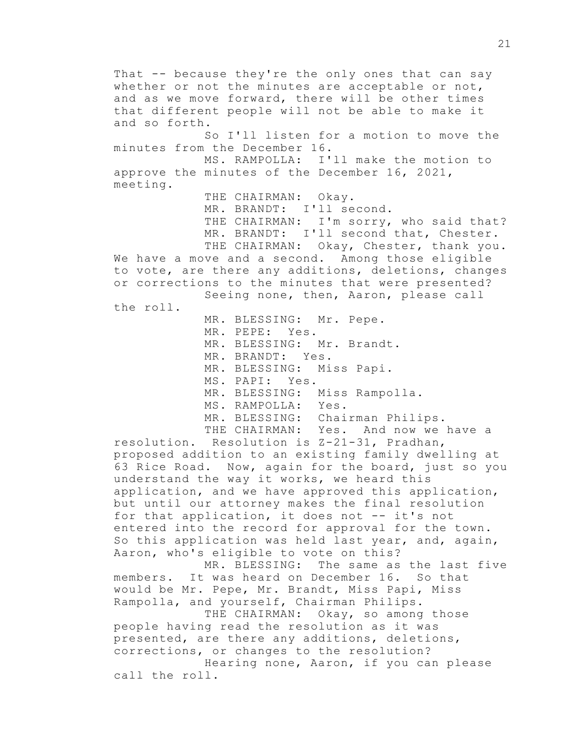That -- because they're the only ones that can say whether or not the minutes are acceptable or not, and as we move forward, there will be other times that different people will not be able to make it and so forth.

So I'll listen for a motion to move the minutes from the December 16.

MS. RAMPOLLA: I'll make the motion to approve the minutes of the December 16, 2021, meeting.

THE CHAIRMAN: Okay.

MR. BRANDT: I'll second.

THE CHAIRMAN: I'm sorry, who said that?

MR. BRANDT: I'll second that, Chester.

THE CHAIRMAN: Okay, Chester, thank you. We have a move and a second. Among those eligible to vote, are there any additions, deletions, changes or corrections to the minutes that were presented?

Seeing none, then, Aaron, please call the roll.

MR. BLESSING: Mr. Pepe.

MR. PEPE: Yes.

MR. BLESSING: Mr. Brandt.

MR. BRANDT: Yes.

MR. BLESSING: Miss Papi.

MS. PAPI: Yes.

MR. BLESSING: Miss Rampolla.

MS. RAMPOLLA: Yes.

MR. BLESSING: Chairman Philips.

THE CHAIRMAN: Yes. And now we have a resolution. Resolution is Z-21-31, Pradhan, proposed addition to an existing family dwelling at 63 Rice Road. Now, again for the board, just so you understand the way it works, we heard this application, and we have approved this application, but until our attorney makes the final resolution for that application, it does not -- it's not entered into the record for approval for the town. So this application was held last year, and, again, Aaron, who's eligible to vote on this?

MR. BLESSING: The same as the last five members. It was heard on December 16. So that would be Mr. Pepe, Mr. Brandt, Miss Papi, Miss Rampolla, and yourself, Chairman Philips.

THE CHAIRMAN: Okay, so among those people having read the resolution as it was presented, are there any additions, deletions, corrections, or changes to the resolution?

Hearing none, Aaron, if you can please call the roll.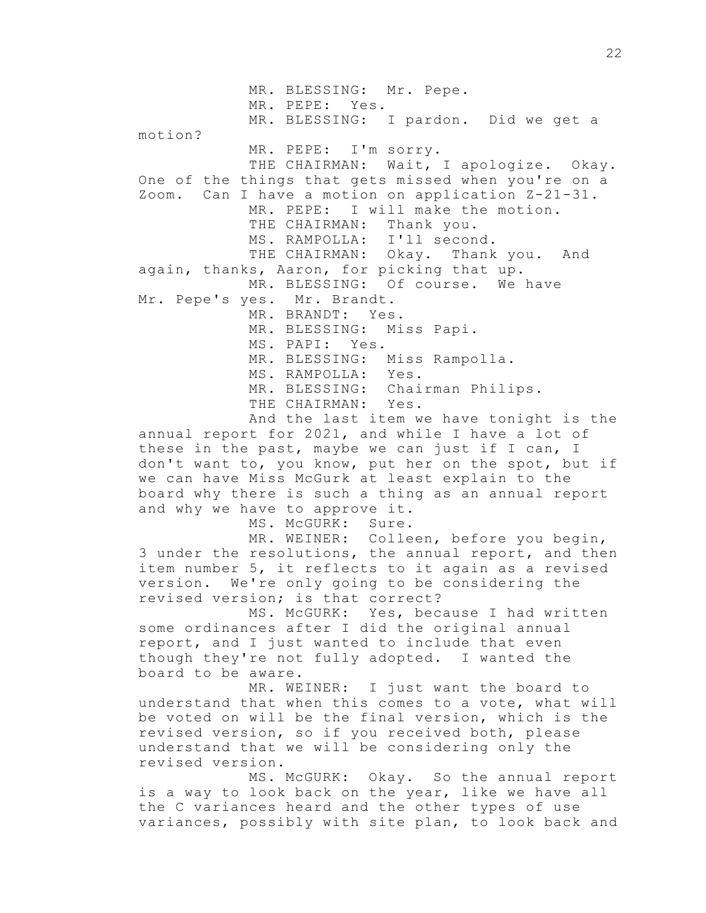MR. BLESSING: Mr. Pepe.

MR. PEPE: Yes.

MR. BLESSING: I pardon. Did we get a motion?

MR. PEPE: I'm sorry.

THE CHAIRMAN: Wait, I apologize. Okay. One of the things that gets missed when you're on a Zoom. Can I have a motion on application Z-21-31.

MR. PEPE: I will make the motion.

THE CHAIRMAN: Thank you.

MS. RAMPOLLA: I'll second.

THE CHAIRMAN: Okay. Thank you. And again, thanks, Aaron, for picking that up.

MR. BLESSING: Of course. We have Mr. Pepe's yes. Mr. Brandt.

MR. BRANDT: Yes.

MR. BLESSING: Miss Papi.

MS. PAPI: Yes.

MR. BLESSING: Miss Rampolla.

MS. RAMPOLLA: Yes.

MR. BLESSING: Chairman Philips.

THE CHAIRMAN: Yes.

And the last item we have tonight is the annual report for 2021, and while I have a lot of these in the past, maybe we can just if I can, I don't want to, you know, put her on the spot, but if we can have Miss McGurk at least explain to the board why there is such a thing as an annual report and why we have to approve it.

MS. McGURK: Sure.

MR. WEINER: Colleen, before you begin, 3 under the resolutions, the annual report, and then item number 5, it reflects to it again as a revised version. We're only going to be considering the revised version; is that correct?

MS. McGURK: Yes, because I had written some ordinances after I did the original annual report, and I just wanted to include that even though they're not fully adopted. I wanted the board to be aware.

MR. WEINER: I just want the board to understand that when this comes to a vote, what will be voted on will be the final version, which is the revised version, so if you received both, please understand that we will be considering only the revised version.

MS. McGURK: Okay. So the annual report is a way to look back on the year, like we have all the C variances heard and the other types of use variances, possibly with site plan, to look back and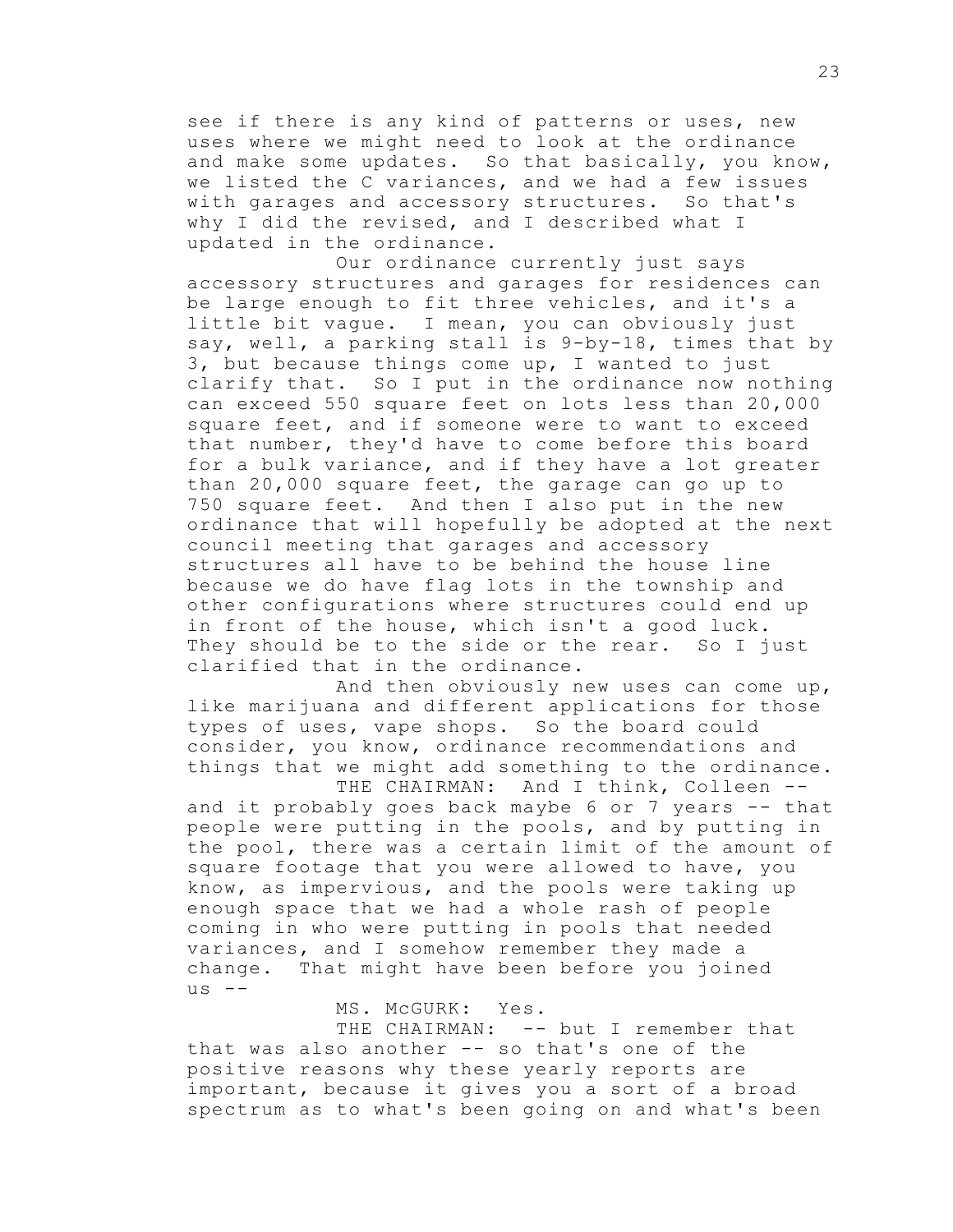see if there is any kind of patterns or uses, new uses where we might need to look at the ordinance and make some updates. So that basically, you know, we listed the C variances, and we had a few issues with garages and accessory structures. So that's why I did the revised, and I described what I updated in the ordinance.

Our ordinance currently just says accessory structures and garages for residences can be large enough to fit three vehicles, and it's a little bit vague. I mean, you can obviously just say, well, a parking stall is 9-by-18, times that by 3, but because things come up, I wanted to just clarify that. So I put in the ordinance now nothing can exceed 550 square feet on lots less than 20,000 square feet, and if someone were to want to exceed that number, they'd have to come before this board for a bulk variance, and if they have a lot greater than 20,000 square feet, the garage can go up to 750 square feet. And then I also put in the new ordinance that will hopefully be adopted at the next council meeting that garages and accessory structures all have to be behind the house line because we do have flag lots in the township and other configurations where structures could end up in front of the house, which isn't a good luck. They should be to the side or the rear. So I just clarified that in the ordinance.

And then obviously new uses can come up, like marijuana and different applications for those types of uses, vape shops. So the board could consider, you know, ordinance recommendations and things that we might add something to the ordinance.

THE CHAIRMAN: And I think, Colleen -- and it probably goes back maybe 6 or 7 years -- that people were putting in the pools, and by putting in the pool, there was a certain limit of the amount of square footage that you were allowed to have, you know, as impervious, and the pools were taking up enough space that we had a whole rash of people coming in who were putting in pools that needed variances, and I somehow remember they made a change. That might have been before you joined us --

MS. McGURK: Yes.

THE CHAIRMAN: -- but I remember that that was also another -- so that's one of the positive reasons why these yearly reports are important, because it gives you a sort of a broad spectrum as to what's been going on and what's been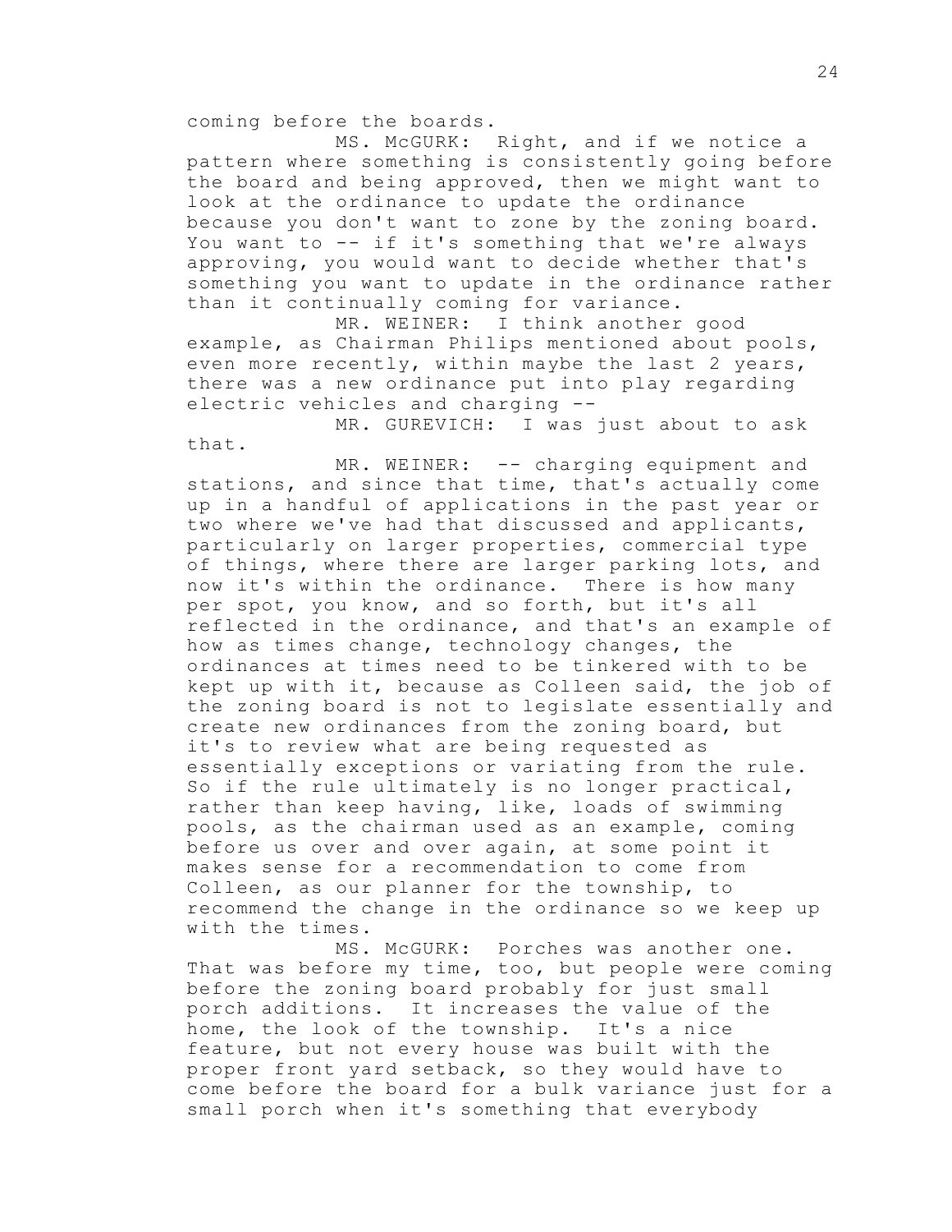coming before the boards.

MS. McGURK: Right, and if we notice a pattern where something is consistently going before the board and being approved, then we might want to look at the ordinance to update the ordinance because you don't want to zone by the zoning board. You want to -- if it's something that we're always approving, you would want to decide whether that's something you want to update in the ordinance rather than it continually coming for variance.

MR. WEINER: I think another good example, as Chairman Philips mentioned about pools, even more recently, within maybe the last 2 years, there was a new ordinance put into play regarding electric vehicles and charging --

MR. GUREVICH: I was just about to ask that.

MR. WEINER: -- charging equipment and stations, and since that time, that's actually come up in a handful of applications in the past year or two where we've had that discussed and applicants, particularly on larger properties, commercial type of things, where there are larger parking lots, and now it's within the ordinance. There is how many per spot, you know, and so forth, but it's all reflected in the ordinance, and that's an example of how as times change, technology changes, the ordinances at times need to be tinkered with to be kept up with it, because as Colleen said, the job of the zoning board is not to legislate essentially and create new ordinances from the zoning board, but it's to review what are being requested as essentially exceptions or variating from the rule. So if the rule ultimately is no longer practical, rather than keep having, like, loads of swimming pools, as the chairman used as an example, coming before us over and over again, at some point it makes sense for a recommendation to come from Colleen, as our planner for the township, to recommend the change in the ordinance so we keep up with the times.

MS. McGURK: Porches was another one. That was before my time, too, but people were coming before the zoning board probably for just small porch additions. It increases the value of the home, the look of the township. It's a nice feature, but not every house was built with the proper front yard setback, so they would have to come before the board for a bulk variance just for a small porch when it's something that everybody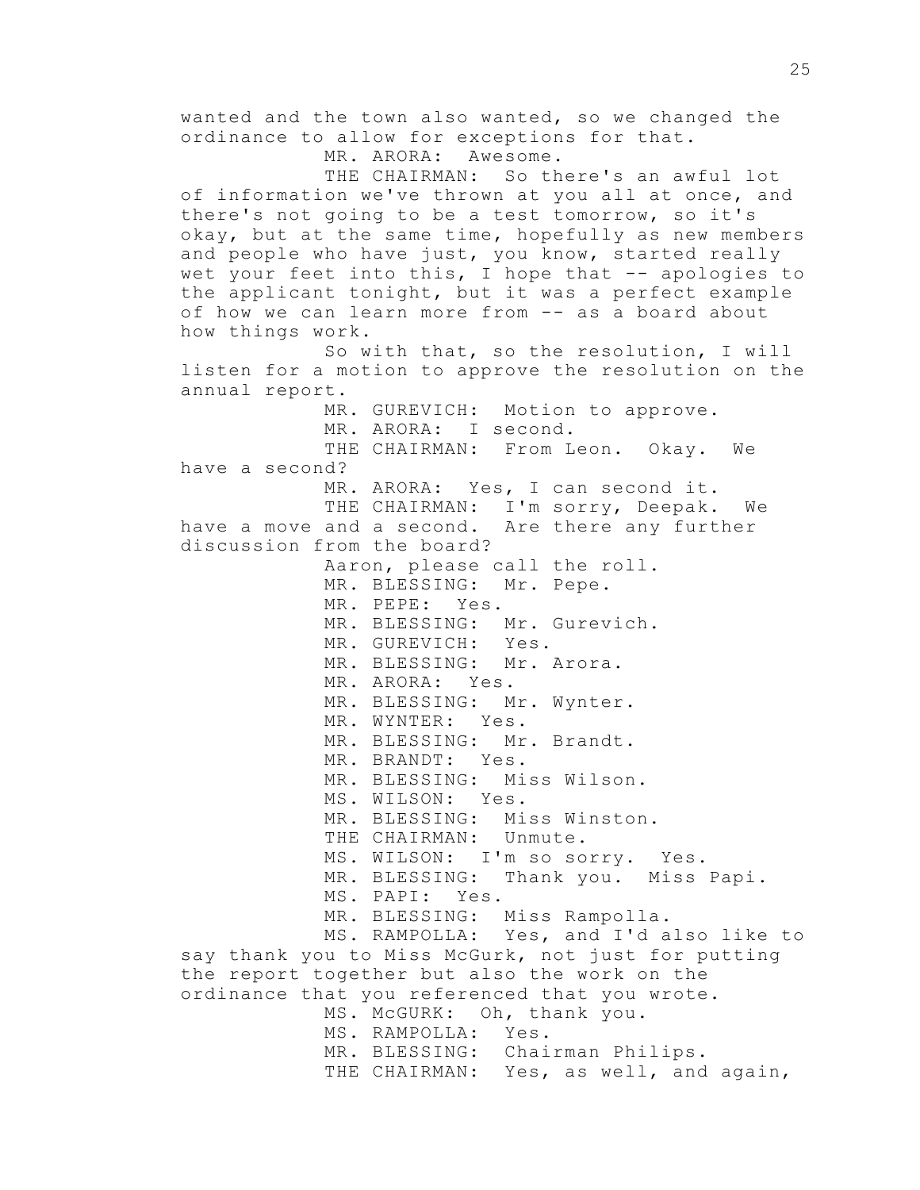wanted and the town also wanted, so we changed the ordinance to allow for exceptions for that.

MR. ARORA: Awesome.

THE CHAIRMAN: So there's an awful lot of information we've thrown at you all at once, and there's not going to be a test tomorrow, so it's okay, but at the same time, hopefully as new members and people who have just, you know, started really wet your feet into this, I hope that -- apologies to the applicant tonight, but it was a perfect example of how we can learn more from -- as a board about how things work.

So with that, so the resolution, I will listen for a motion to approve the resolution on the annual report.

MR. GUREVICH: Motion to approve.

MR. ARORA: I second.

THE CHAIRMAN: From Leon. Okay. We have a second?

MR. ARORA: Yes, I can second it.

THE CHAIRMAN: I'm sorry, Deepak. We have a move and a second. Are there any further discussion from the board?

Aaron, please call the roll.

MR. BLESSING: Mr. Pepe.

MR. PEPE: Yes.

MR. BLESSING: Mr. Gurevich.

MR. GUREVICH: Yes.

MR. BLESSING: Mr. Arora.

MR. ARORA: Yes.

MR. BLESSING: Mr. Wynter.

MR. WYNTER: Yes.

MR. BLESSING: Mr. Brandt.

MR. BRANDT: Yes.

MR. BLESSING: Miss Wilson.

MS. WILSON: Yes.

MR. BLESSING: Miss Winston.

THE CHAIRMAN: Unmute.

MS. WILSON: I'm so sorry. Yes.

MR. BLESSING: Thank you. Miss Papi.

MS. PAPI: Yes.

MR. BLESSING: Miss Rampolla.

MS. RAMPOLLA: Yes, and I'd also like to say thank you to Miss McGurk, not just for putting the report together but also the work on the ordinance that you referenced that you wrote.

MS. McGURK: Oh, thank you.

MS. RAMPOLLA: Yes.

MR. BLESSING: Chairman Philips.

THE CHAIRMAN: Yes, as well, and again,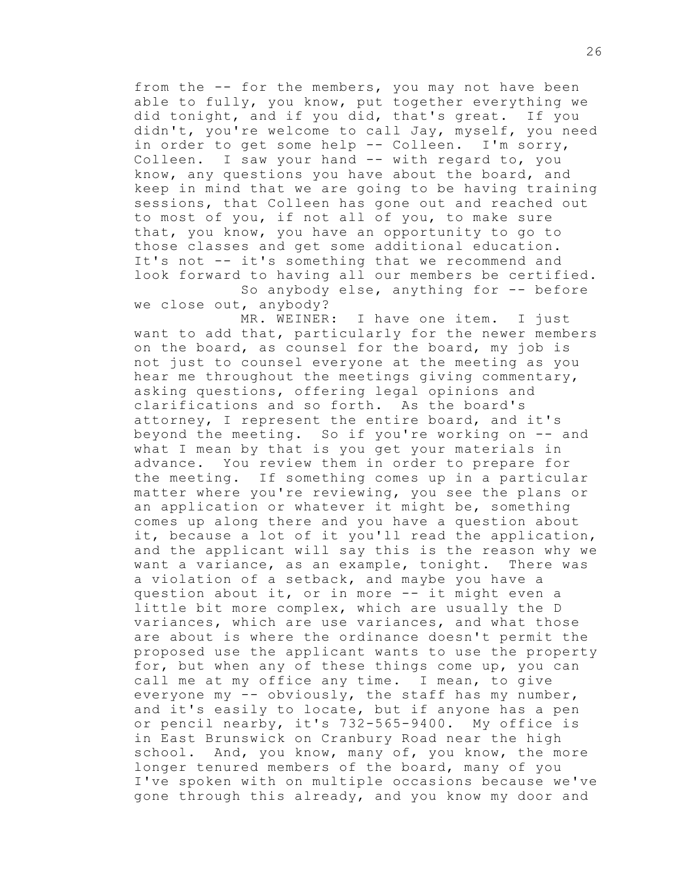from the -- for the members, you may not have been able to fully, you know, put together everything we did tonight, and if you did, that's great. If you didn't, you're welcome to call Jay, myself, you need in order to get some help -- Colleen. I'm sorry, Colleen. I saw your hand -- with regard to, you know, any questions you have about the board, and keep in mind that we are going to be having training sessions, that Colleen has gone out and reached out to most of you, if not all of you, to make sure that, you know, you have an opportunity to go to those classes and get some additional education. It's not -- it's something that we recommend and look forward to having all our members be certified.

So anybody else, anything for -- before we close out, anybody?

MR. WEINER: I have one item. I just want to add that, particularly for the newer members on the board, as counsel for the board, my job is not just to counsel everyone at the meeting as you hear me throughout the meetings giving commentary, asking questions, offering legal opinions and clarifications and so forth. As the board's attorney, I represent the entire board, and it's beyond the meeting. So if you're working on -- and what I mean by that is you get your materials in advance. You review them in order to prepare for the meeting. If something comes up in a particular matter where you're reviewing, you see the plans or an application or whatever it might be, something comes up along there and you have a question about it, because a lot of it you'll read the application, and the applicant will say this is the reason why we want a variance, as an example, tonight. There was a violation of a setback, and maybe you have a question about it, or in more -- it might even a little bit more complex, which are usually the D variances, which are use variances, and what those are about is where the ordinance doesn't permit the proposed use the applicant wants to use the property for, but when any of these things come up, you can call me at my office any time. I mean, to give everyone my -- obviously, the staff has my number, and it's easily to locate, but if anyone has a pen or pencil nearby, it's 732-565-9400. My office is in East Brunswick on Cranbury Road near the high school. And, you know, many of, you know, the more longer tenured members of the board, many of you I've spoken with on multiple occasions because we've gone through this already, and you know my door and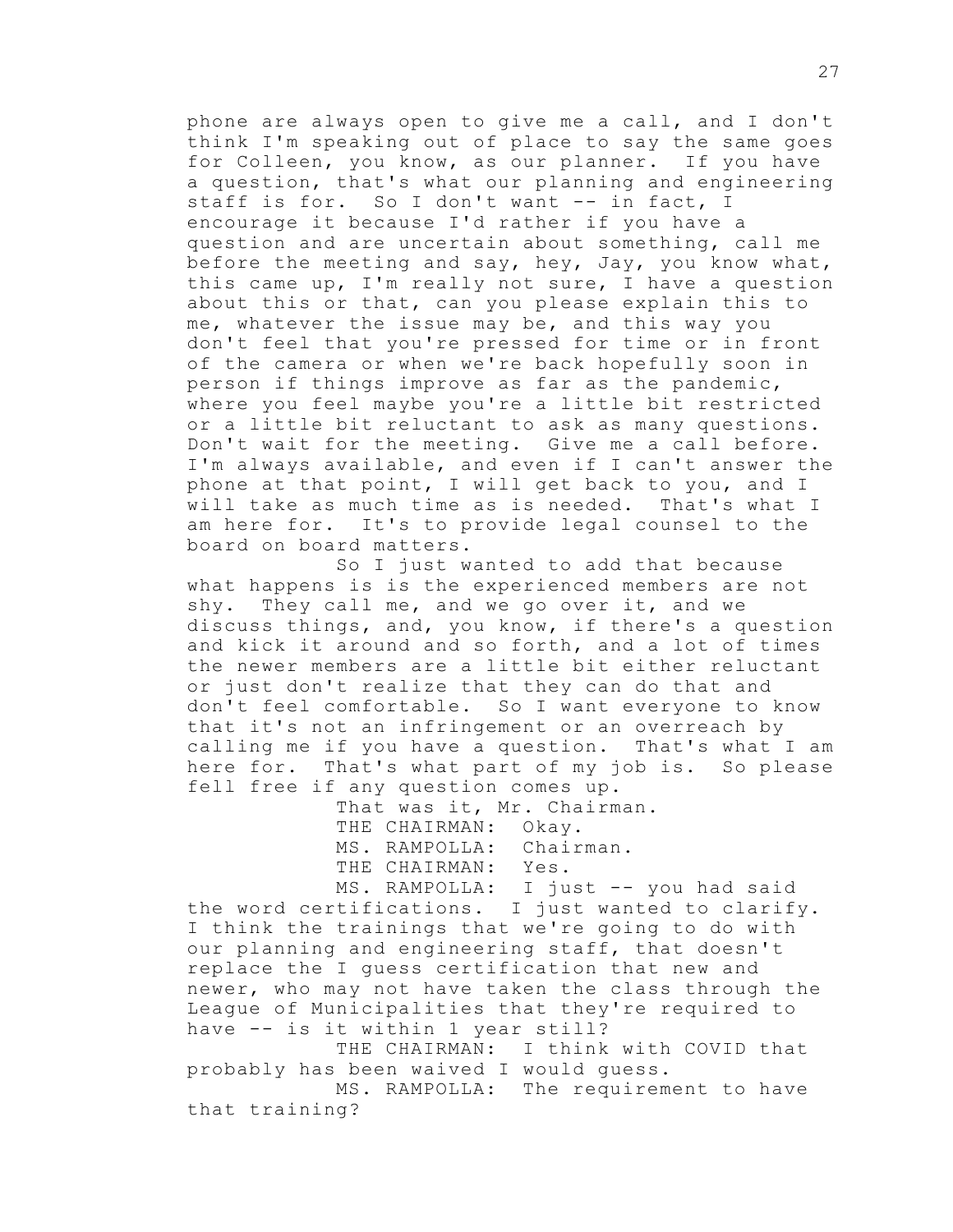phone are always open to give me a call, and I don't think I'm speaking out of place to say the same goes for Colleen, you know, as our planner. If you have a question, that's what our planning and engineering staff is for. So I don't want -- in fact, I encourage it because I'd rather if you have a question and are uncertain about something, call me before the meeting and say, hey, Jay, you know what, this came up, I'm really not sure, I have a question about this or that, can you please explain this to me, whatever the issue may be, and this way you don't feel that you're pressed for time or in front of the camera or when we're back hopefully soon in person if things improve as far as the pandemic, where you feel maybe you're a little bit restricted or a little bit reluctant to ask as many questions. Don't wait for the meeting. Give me a call before. I'm always available, and even if I can't answer the phone at that point, I will get back to you, and I will take as much time as is needed. That's what I am here for. It's to provide legal counsel to the board on board matters.

So I just wanted to add that because what happens is is the experienced members are not shy. They call me, and we go over it, and we discuss things, and, you know, if there's a question and kick it around and so forth, and a lot of times the newer members are a little bit either reluctant or just don't realize that they can do that and don't feel comfortable. So I want everyone to know that it's not an infringement or an overreach by calling me if you have a question. That's what I am here for. That's what part of my job is. So please fell free if any question comes up.

That was it, Mr. Chairman.

THE CHAIRMAN: Okay.

MS. RAMPOLLA: Chairman.

THE CHAIRMAN: Yes.

MS. RAMPOLLA: I just -- you had said the word certifications. I just wanted to clarify. I think the trainings that we're going to do with our planning and engineering staff, that doesn't replace the I guess certification that new and newer, who may not have taken the class through the League of Municipalities that they're required to have -- is it within 1 year still?

THE CHAIRMAN: I think with COVID that probably has been waived I would guess.

MS. RAMPOLLA: The requirement to have that training?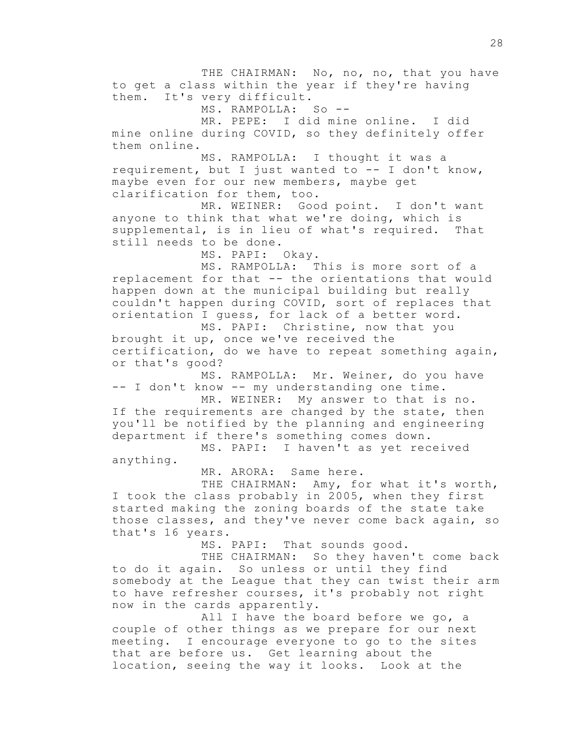THE CHAIRMAN: No, no, no, that you have to get a class within the year if they're having them. It's very difficult.

MS. RAMPOLLA: So --

MR. PEPE: I did mine online. I did mine online during COVID, so they definitely offer them online.

MS. RAMPOLLA: I thought it was a requirement, but I just wanted to -- I don't know, maybe even for our new members, maybe get clarification for them, too.

MR. WEINER: Good point. I don't want anyone to think that what we're doing, which is supplemental, is in lieu of what's required. That still needs to be done.

MS. PAPI: Okay.

MS. RAMPOLLA: This is more sort of a replacement for that -- the orientations that would happen down at the municipal building but really couldn't happen during COVID, sort of replaces that orientation I guess, for lack of a better word.

MS. PAPI: Christine, now that you brought it up, once we've received the certification, do we have to repeat something again, or that's good?

MS. RAMPOLLA: Mr. Weiner, do you have -- I don't know -- my understanding one time.

MR. WEINER: My answer to that is no. If the requirements are changed by the state, then you'll be notified by the planning and engineering department if there's something comes down.

MS. PAPI: I haven't as yet received anything.

MR. ARORA: Same here.

THE CHAIRMAN: Amy, for what it's worth, I took the class probably in 2005, when they first started making the zoning boards of the state take those classes, and they've never come back again, so that's 16 years.

MS. PAPI: That sounds good.

THE CHAIRMAN: So they haven't come back to do it again. So unless or until they find somebody at the League that they can twist their arm to have refresher courses, it's probably not right now in the cards apparently.

All I have the board before we go, a couple of other things as we prepare for our next meeting. I encourage everyone to go to the sites that are before us. Get learning about the location, seeing the way it looks. Look at the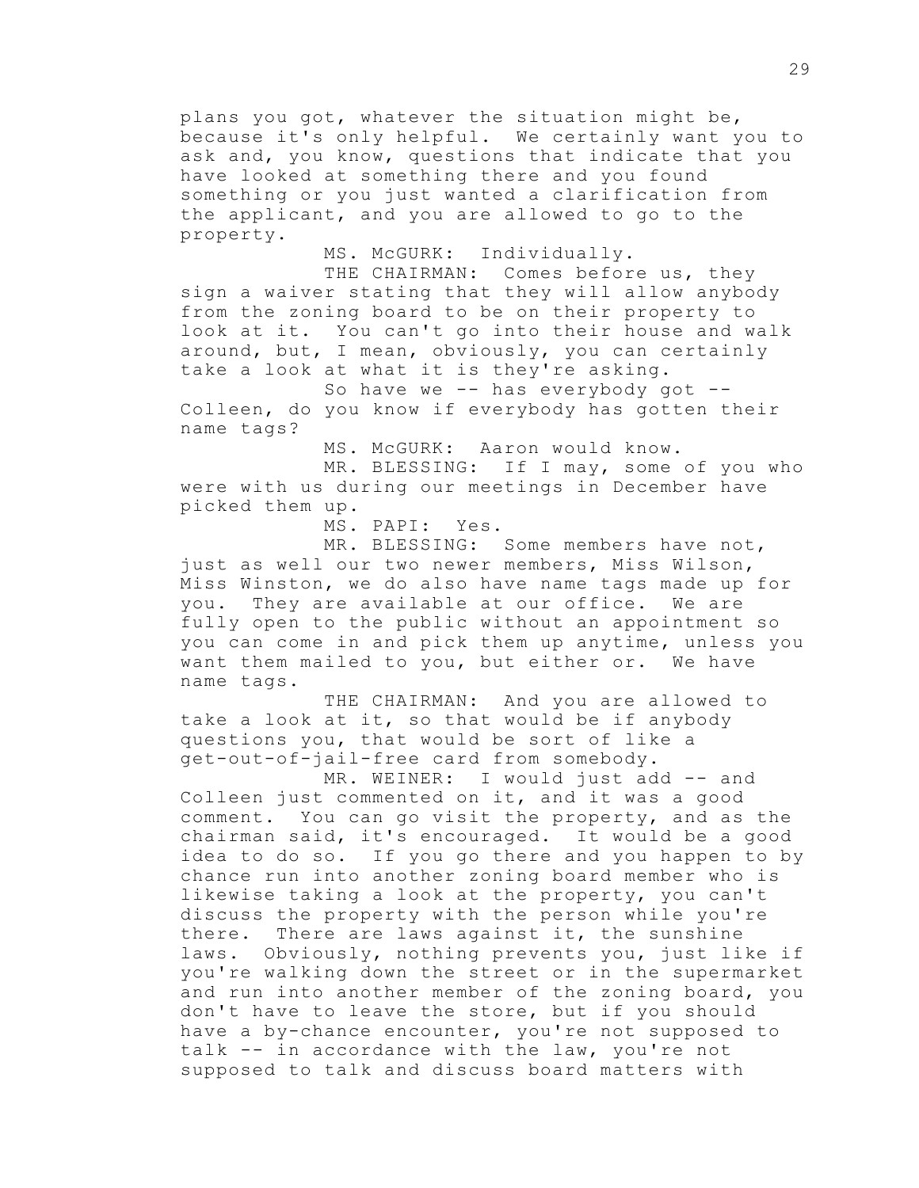plans you got, whatever the situation might be, because it's only helpful. We certainly want you to ask and, you know, questions that indicate that you have looked at something there and you found something or you just wanted a clarification from the applicant, and you are allowed to go to the property.

MS. McGURK: Individually.

THE CHAIRMAN: Comes before us, they sign a waiver stating that they will allow anybody from the zoning board to be on their property to look at it. You can't go into their house and walk around, but, I mean, obviously, you can certainly take a look at what it is they're asking.

So have we -- has everybody got -- Colleen, do you know if everybody has gotten their name tags?

MS. McGURK: Aaron would know.

MR. BLESSING: If I may, some of you who were with us during our meetings in December have picked them up.

MS. PAPI: Yes.

MR. BLESSING: Some members have not, just as well our two newer members, Miss Wilson, Miss Winston, we do also have name tags made up for you. They are available at our office. We are fully open to the public without an appointment so you can come in and pick them up anytime, unless you want them mailed to you, but either or. We have name tags.

THE CHAIRMAN: And you are allowed to take a look at it, so that would be if anybody questions you, that would be sort of like a get-out-of-jail-free card from somebody.

MR. WEINER: I would just add -- and Colleen just commented on it, and it was a good comment. You can go visit the property, and as the chairman said, it's encouraged. It would be a good idea to do so. If you go there and you happen to by chance run into another zoning board member who is likewise taking a look at the property, you can't discuss the property with the person while you're there. There are laws against it, the sunshine laws. Obviously, nothing prevents you, just like if you're walking down the street or in the supermarket and run into another member of the zoning board, you don't have to leave the store, but if you should have a by-chance encounter, you're not supposed to talk -- in accordance with the law, you're not supposed to talk and discuss board matters with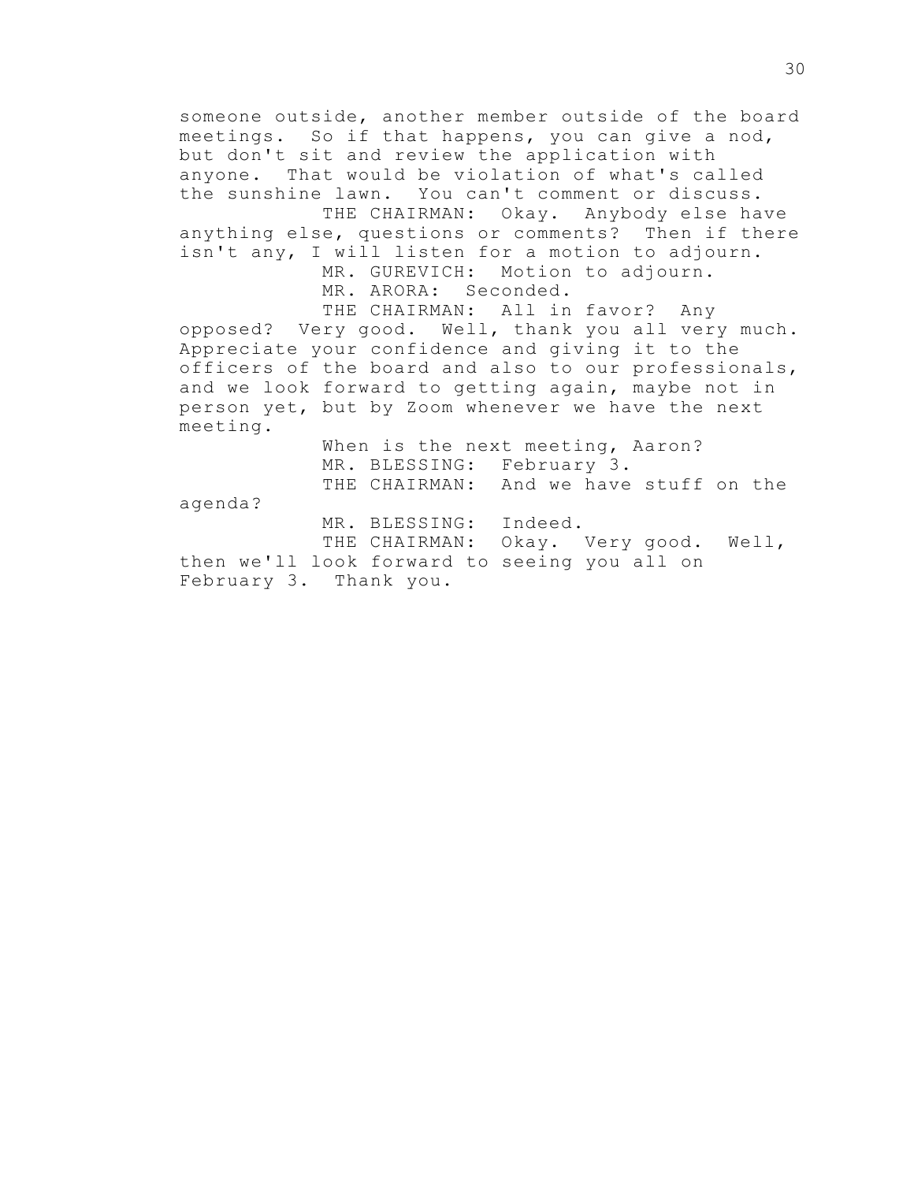someone outside, another member outside of the board meetings. So if that happens, you can give a nod, but don't sit and review the application with anyone. That would be violation of what's called the sunshine lawn. You can't comment or discuss.

THE CHAIRMAN: Okay. Anybody else have anything else, questions or comments? Then if there isn't any, I will listen for a motion to adjourn.

MR. GUREVICH: Motion to adjourn.

MR. ARORA: Seconded.

THE CHAIRMAN: All in favor? Any opposed? Very good. Well, thank you all very much. Appreciate your confidence and giving it to the officers of the board and also to our professionals, and we look forward to getting again, maybe not in person yet, but by Zoom whenever we have the next meeting.

When is the next meeting, Aaron?

MR. BLESSING: February 3.

THE CHAIRMAN: And we have stuff on the agenda?

MR. BLESSING: Indeed.

THE CHAIRMAN: Okay. Very good. Well, then we'll look forward to seeing you all on February 3. Thank you.